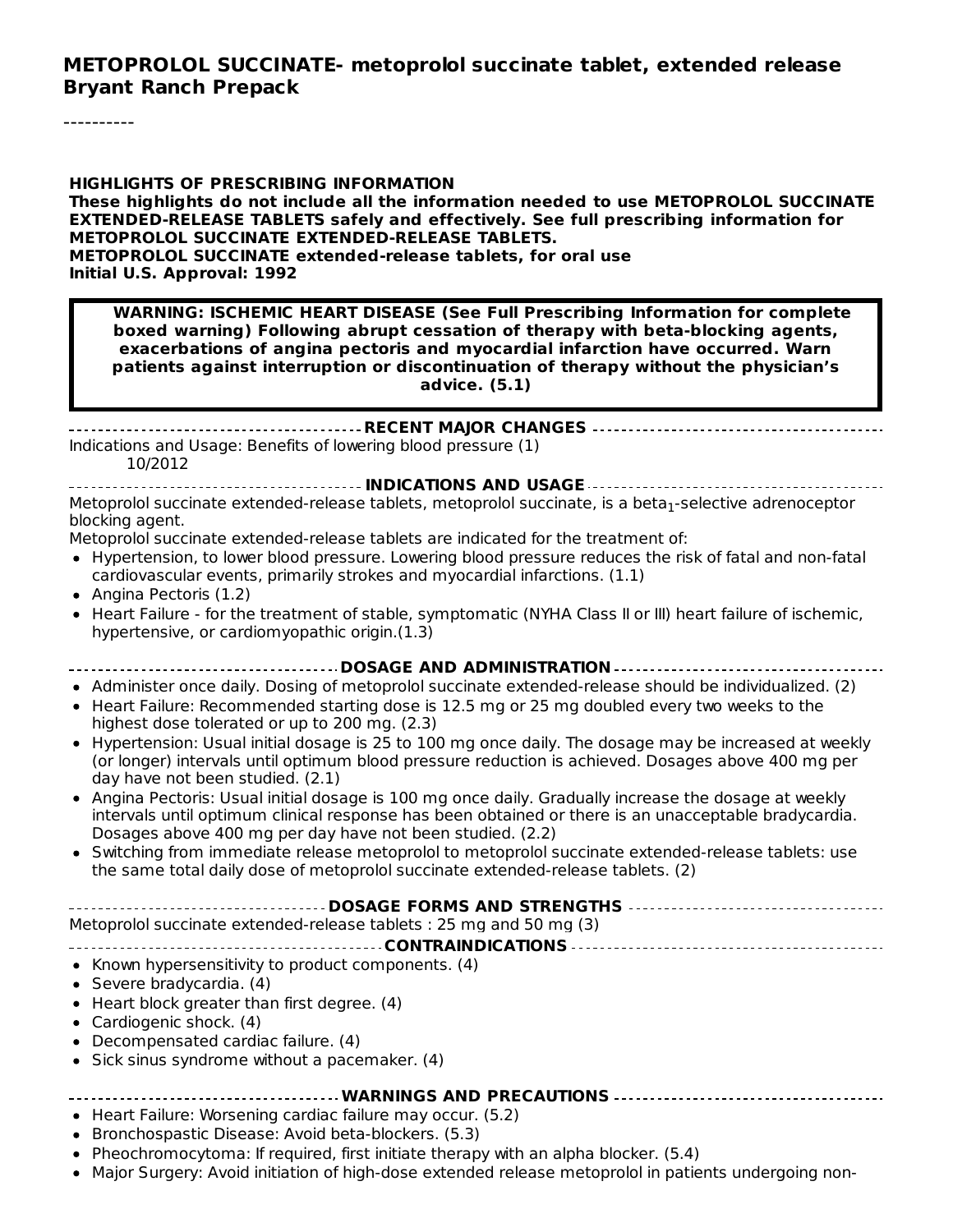# METOPROLOL SUCCINATE- metoprolol succinate tablet, extended release
**Bryant Ranch Prepack**

----------

**HIGHLIGHTS OF PRESCRIBING INFORMATION**
**These highlights do not include all the information needed to use METOPROLOL SUCCINATE EXTENDED-RELEASE TABLETS safely and effectively. See full prescribing information for METOPROLOL SUCCINATE EXTENDED-RELEASE TABLETS.**
**METOPROLOL SUCCINATE extended-release tablets, for oral use**
**Initial U.S. Approval: 1992**

> **WARNING: ISCHEMIC HEART DISEASE (See Full Prescribing Information for complete boxed warning) Following abrupt cessation of therapy with beta-blocking agents, exacerbations of angina pectoris and myocardial infarction have occurred. Warn patients against interruption or discontinuation of therapy without the physician's advice. (5.1)**

## RECENT MAJOR CHANGES

Indications and Usage: Benefits of lowering blood pressure (1) 10/2012

## INDICATIONS AND USAGE

Metoprolol succinate extended-release tablets, metoprolol succinate, is a beta$_1$-selective adrenoceptor blocking agent.

Metoprolol succinate extended-release tablets are indicated for the treatment of:

- Hypertension, to lower blood pressure. Lowering blood pressure reduces the risk of fatal and non-fatal cardiovascular events, primarily strokes and myocardial infarctions. (1.1)
- Angina Pectoris (1.2)
- Heart Failure - for the treatment of stable, symptomatic (NYHA Class II or III) heart failure of ischemic, hypertensive, or cardiomyopathic origin.(1.3)

## DOSAGE AND ADMINISTRATION

- Administer once daily. Dosing of metoprolol succinate extended-release should be individualized. (2)
- Heart Failure: Recommended starting dose is 12.5 mg or 25 mg doubled every two weeks to the highest dose tolerated or up to 200 mg. (2.3)
- Hypertension: Usual initial dosage is 25 to 100 mg once daily. The dosage may be increased at weekly (or longer) intervals until optimum blood pressure reduction is achieved. Dosages above 400 mg per day have not been studied. (2.1)
- Angina Pectoris: Usual initial dosage is 100 mg once daily. Gradually increase the dosage at weekly intervals until optimum clinical response has been obtained or there is an unacceptable bradycardia. Dosages above 400 mg per day have not been studied. (2.2)
- Switching from immediate release metoprolol to metoprolol succinate extended-release tablets: use the same total daily dose of metoprolol succinate extended-release tablets. (2)

## DOSAGE FORMS AND STRENGTHS

Metoprolol succinate extended-release tablets : 25 mg and 50 mg (3)

## CONTRAINDICATIONS

- Known hypersensitivity to product components. (4)
- Severe bradycardia. (4)
- Heart block greater than first degree. (4)
- Cardiogenic shock. (4)
- Decompensated cardiac failure. (4)
- Sick sinus syndrome without a pacemaker. (4)

## WARNINGS AND PRECAUTIONS

- Heart Failure: Worsening cardiac failure may occur. (5.2)
- Bronchospastic Disease: Avoid beta-blockers. (5.3)
- Pheochromocytoma: If required, first initiate therapy with an alpha blocker. (5.4)
- Major Surgery: Avoid initiation of high-dose extended release metoprolol in patients undergoing non-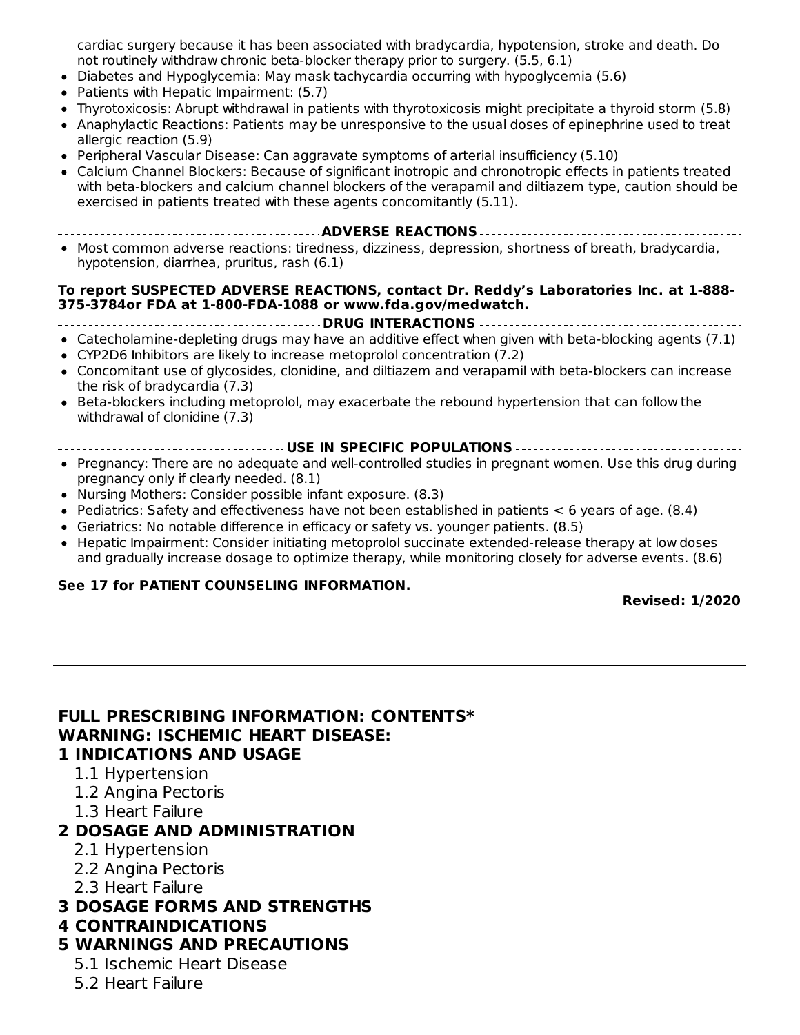cardiac surgery because it has been associated with bradycardia, hypotension, stroke and death. Do not routinely withdraw chronic beta-blocker therapy prior to surgery. (5.5, 6.1)

- Diabetes and Hypoglycemia: May mask tachycardia occurring with hypoglycemia (5.6)
- Patients with Hepatic Impairment: (5.7)
- Thyrotoxicosis: Abrupt withdrawal in patients with thyrotoxicosis might precipitate a thyroid storm (5.8)
- Anaphylactic Reactions: Patients may be unresponsive to the usual doses of epinephrine used to treat allergic reaction (5.9)
- Peripheral Vascular Disease: Can aggravate symptoms of arterial insufficiency (5.10)
- Calcium Channel Blockers: Because of significant inotropic and chronotropic effects in patients treated with beta-blockers and calcium channel blockers of the verapamil and diltiazem type, caution should be exercised in patients treated with these agents concomitantly (5.11).

**ADVERSE REACTIONS**

- Most common adverse reactions: tiredness, dizziness, depression, shortness of breath, bradycardia, hypotension, diarrhea, pruritus, rash (6.1)

**To report SUSPECTED ADVERSE REACTIONS, contact Dr. Reddy's Laboratories Inc. at 1-888-375-3784or FDA at 1-800-FDA-1088 or www.fda.gov/medwatch.**

**DRUG INTERACTIONS**

- Catecholamine-depleting drugs may have an additive effect when given with beta-blocking agents (7.1)
- CYP2D6 Inhibitors are likely to increase metoprolol concentration (7.2)
- Concomitant use of glycosides, clonidine, and diltiazem and verapamil with beta-blockers can increase the risk of bradycardia (7.3)
- Beta-blockers including metoprolol, may exacerbate the rebound hypertension that can follow the withdrawal of clonidine (7.3)

**USE IN SPECIFIC POPULATIONS**

- Pregnancy: There are no adequate and well-controlled studies in pregnant women. Use this drug during pregnancy only if clearly needed. (8.1)
- Nursing Mothers: Consider possible infant exposure. (8.3)
- Pediatrics: Safety and effectiveness have not been established in patients < 6 years of age. (8.4)
- Geriatrics: No notable difference in efficacy or safety vs. younger patients. (8.5)
- Hepatic Impairment: Consider initiating metoprolol succinate extended-release therapy at low doses and gradually increase dosage to optimize therapy, while monitoring closely for adverse events. (8.6)

**See 17 for PATIENT COUNSELING INFORMATION.**

**Revised: 1/2020**

---

# FULL PRESCRIBING INFORMATION: CONTENTS*

**WARNING: ISCHEMIC HEART DISEASE:**

**1 INDICATIONS AND USAGE**

1.1 Hypertension
1.2 Angina Pectoris
1.3 Heart Failure

**2 DOSAGE AND ADMINISTRATION**

2.1 Hypertension
2.2 Angina Pectoris
2.3 Heart Failure

**3 DOSAGE FORMS AND STRENGTHS**

**4 CONTRAINDICATIONS**

**5 WARNINGS AND PRECAUTIONS**

5.1 Ischemic Heart Disease
5.2 Heart Failure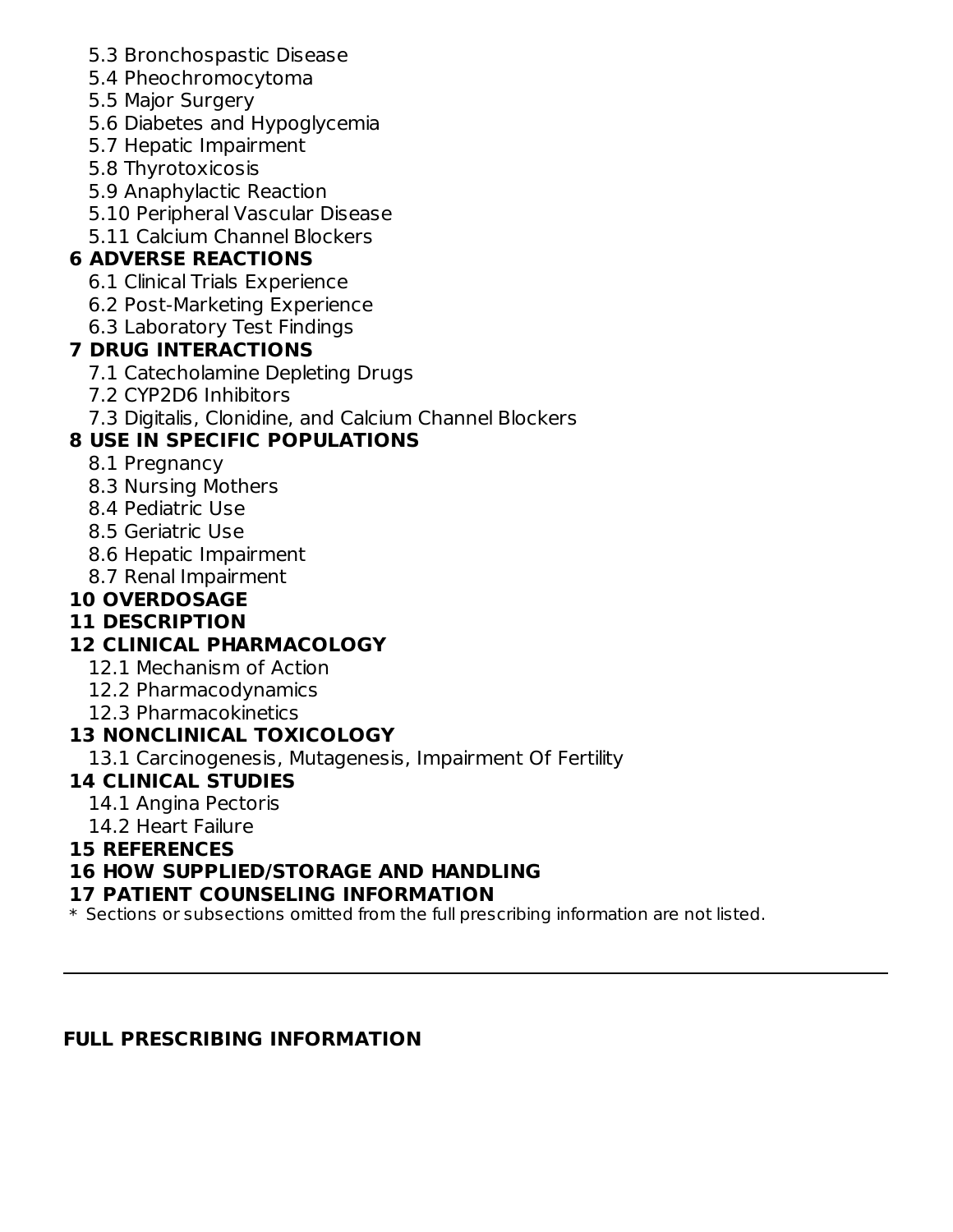- 5.3 Bronchospastic Disease
- 5.4 Pheochromocytoma
- 5.5 Major Surgery
- 5.6 Diabetes and Hypoglycemia
- 5.7 Hepatic Impairment
- 5.8 Thyrotoxicosis
- 5.9 Anaphylactic Reaction
- 5.10 Peripheral Vascular Disease
- 5.11 Calcium Channel Blockers

**6 ADVERSE REACTIONS**

- 6.1 Clinical Trials Experience
- 6.2 Post-Marketing Experience
- 6.3 Laboratory Test Findings

**7 DRUG INTERACTIONS**

- 7.1 Catecholamine Depleting Drugs
- 7.2 CYP2D6 Inhibitors
- 7.3 Digitalis, Clonidine, and Calcium Channel Blockers

**8 USE IN SPECIFIC POPULATIONS**

- 8.1 Pregnancy
- 8.3 Nursing Mothers
- 8.4 Pediatric Use
- 8.5 Geriatric Use
- 8.6 Hepatic Impairment
- 8.7 Renal Impairment

**10 OVERDOSAGE**

**11 DESCRIPTION**

**12 CLINICAL PHARMACOLOGY**

- 12.1 Mechanism of Action
- 12.2 Pharmacodynamics
- 12.3 Pharmacokinetics

**13 NONCLINICAL TOXICOLOGY**

- 13.1 Carcinogenesis, Mutagenesis, Impairment Of Fertility

**14 CLINICAL STUDIES**

- 14.1 Angina Pectoris
- 14.2 Heart Failure

**15 REFERENCES**

**16 HOW SUPPLIED/STORAGE AND HANDLING**

**17 PATIENT COUNSELING INFORMATION**

\* Sections or subsections omitted from the full prescribing information are not listed.

---

## FULL PRESCRIBING INFORMATION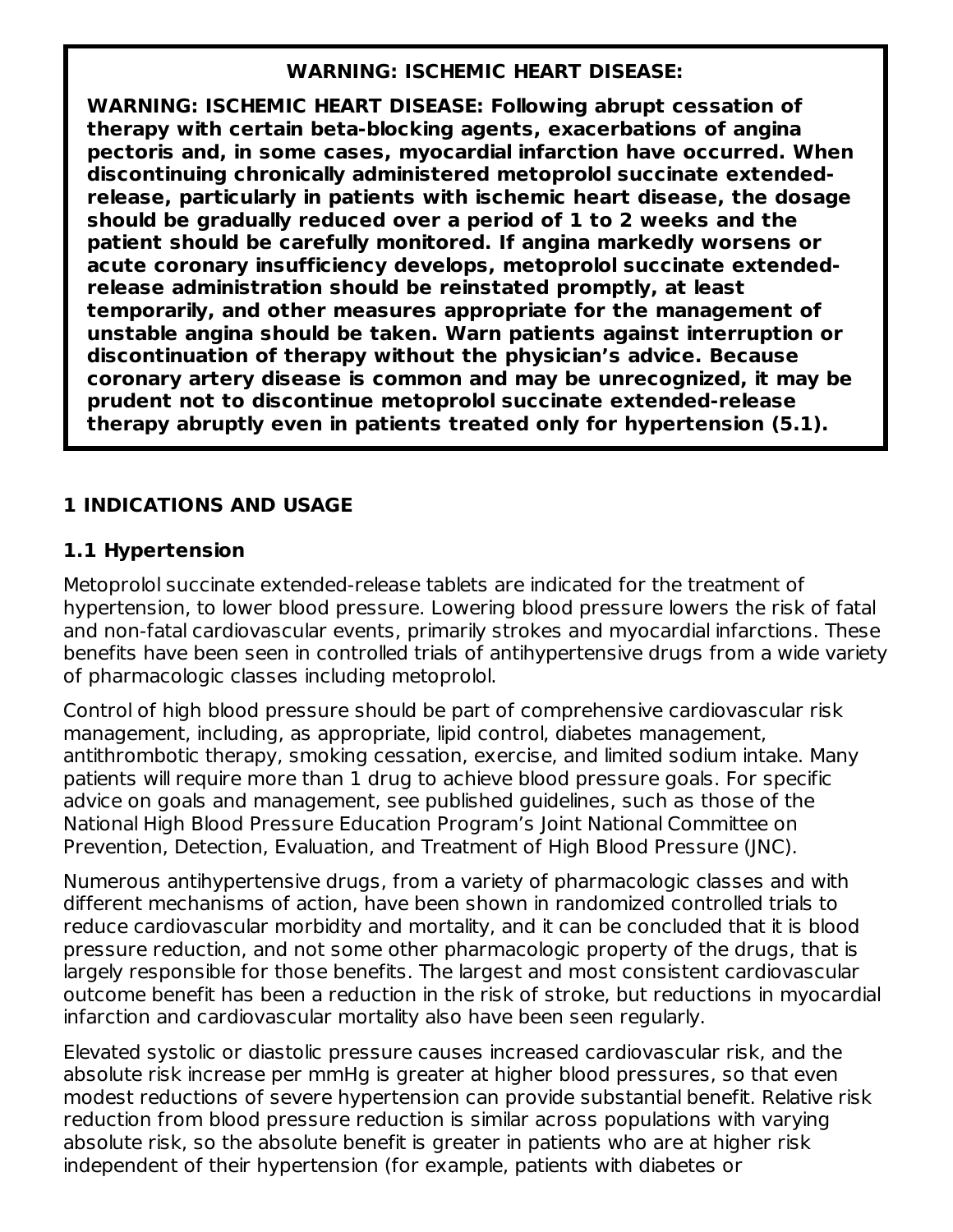**WARNING: ISCHEMIC HEART DISEASE:**

**WARNING: ISCHEMIC HEART DISEASE: Following abrupt cessation of therapy with certain beta-blocking agents, exacerbations of angina pectoris and, in some cases, myocardial infarction have occurred. When discontinuing chronically administered metoprolol succinate extended-release, particularly in patients with ischemic heart disease, the dosage should be gradually reduced over a period of 1 to 2 weeks and the patient should be carefully monitored. If angina markedly worsens or acute coronary insufficiency develops, metoprolol succinate extended-release administration should be reinstated promptly, at least temporarily, and other measures appropriate for the management of unstable angina should be taken. Warn patients against interruption or discontinuation of therapy without the physician's advice. Because coronary artery disease is common and may be unrecognized, it may be prudent not to discontinue metoprolol succinate extended-release therapy abruptly even in patients treated only for hypertension (5.1).**

## 1 INDICATIONS AND USAGE

### 1.1 Hypertension

Metoprolol succinate extended-release tablets are indicated for the treatment of hypertension, to lower blood pressure. Lowering blood pressure lowers the risk of fatal and non-fatal cardiovascular events, primarily strokes and myocardial infarctions. These benefits have been seen in controlled trials of antihypertensive drugs from a wide variety of pharmacologic classes including metoprolol.

Control of high blood pressure should be part of comprehensive cardiovascular risk management, including, as appropriate, lipid control, diabetes management, antithrombotic therapy, smoking cessation, exercise, and limited sodium intake. Many patients will require more than 1 drug to achieve blood pressure goals. For specific advice on goals and management, see published guidelines, such as those of the National High Blood Pressure Education Program's Joint National Committee on Prevention, Detection, Evaluation, and Treatment of High Blood Pressure (JNC).

Numerous antihypertensive drugs, from a variety of pharmacologic classes and with different mechanisms of action, have been shown in randomized controlled trials to reduce cardiovascular morbidity and mortality, and it can be concluded that it is blood pressure reduction, and not some other pharmacologic property of the drugs, that is largely responsible for those benefits. The largest and most consistent cardiovascular outcome benefit has been a reduction in the risk of stroke, but reductions in myocardial infarction and cardiovascular mortality also have been seen regularly.

Elevated systolic or diastolic pressure causes increased cardiovascular risk, and the absolute risk increase per mmHg is greater at higher blood pressures, so that even modest reductions of severe hypertension can provide substantial benefit. Relative risk reduction from blood pressure reduction is similar across populations with varying absolute risk, so the absolute benefit is greater in patients who are at higher risk independent of their hypertension (for example, patients with diabetes or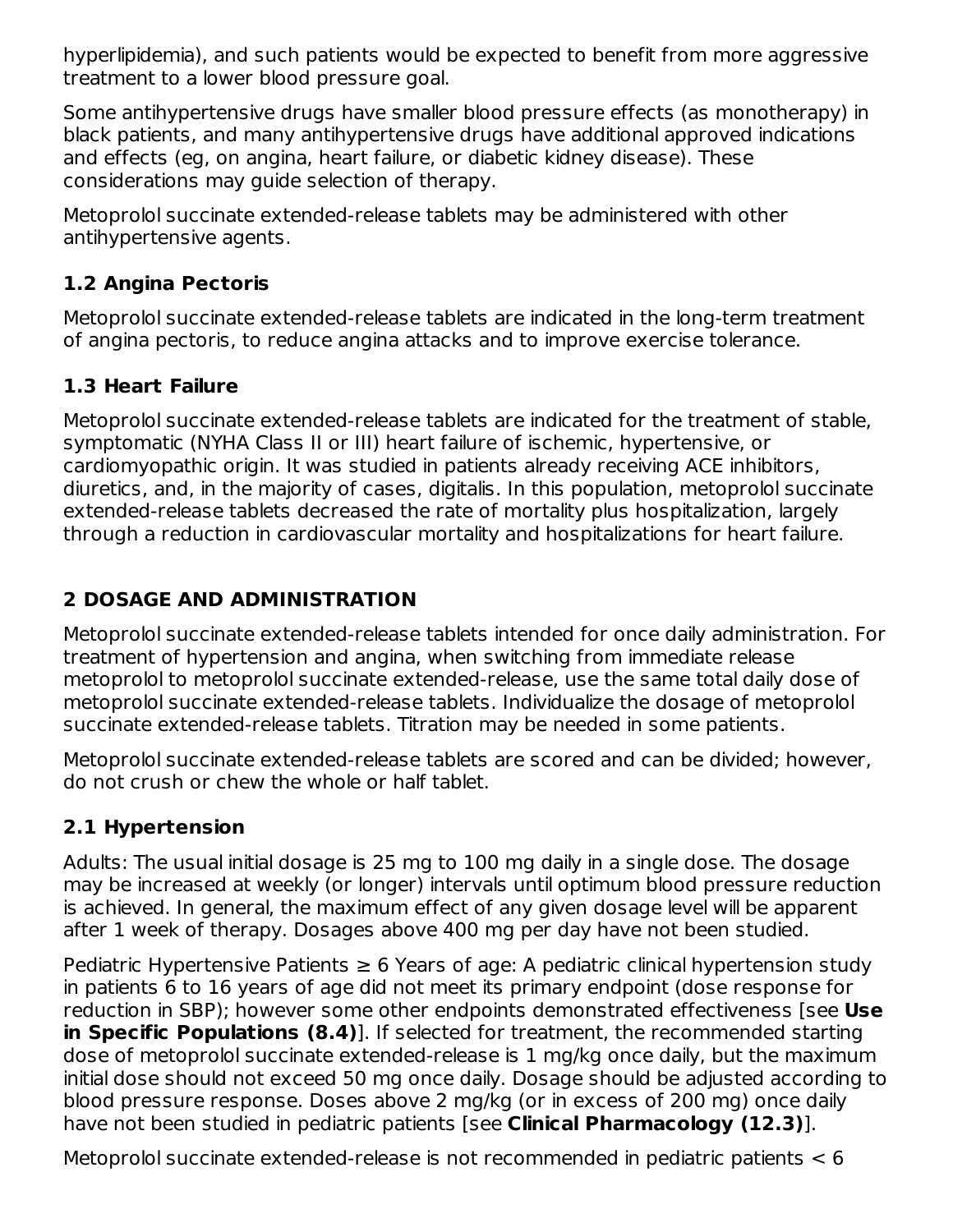hyperlipidemia), and such patients would be expected to benefit from more aggressive treatment to a lower blood pressure goal.

Some antihypertensive drugs have smaller blood pressure effects (as monotherapy) in black patients, and many antihypertensive drugs have additional approved indications and effects (eg, on angina, heart failure, or diabetic kidney disease). These considerations may guide selection of therapy.

Metoprolol succinate extended-release tablets may be administered with other antihypertensive agents.

### 1.2 Angina Pectoris

Metoprolol succinate extended-release tablets are indicated in the long-term treatment of angina pectoris, to reduce angina attacks and to improve exercise tolerance.

### 1.3 Heart Failure

Metoprolol succinate extended-release tablets are indicated for the treatment of stable, symptomatic (NYHA Class II or III) heart failure of ischemic, hypertensive, or cardiomyopathic origin. It was studied in patients already receiving ACE inhibitors, diuretics, and, in the majority of cases, digitalis. In this population, metoprolol succinate extended-release tablets decreased the rate of mortality plus hospitalization, largely through a reduction in cardiovascular mortality and hospitalizations for heart failure.

## 2 DOSAGE AND ADMINISTRATION

Metoprolol succinate extended-release tablets intended for once daily administration. For treatment of hypertension and angina, when switching from immediate release metoprolol to metoprolol succinate extended-release, use the same total daily dose of metoprolol succinate extended-release tablets. Individualize the dosage of metoprolol succinate extended-release tablets. Titration may be needed in some patients.

Metoprolol succinate extended-release tablets are scored and can be divided; however, do not crush or chew the whole or half tablet.

### 2.1 Hypertension

Adults: The usual initial dosage is 25 mg to 100 mg daily in a single dose. The dosage may be increased at weekly (or longer) intervals until optimum blood pressure reduction is achieved. In general, the maximum effect of any given dosage level will be apparent after 1 week of therapy. Dosages above 400 mg per day have not been studied.

Pediatric Hypertensive Patients ≥ 6 Years of age: A pediatric clinical hypertension study in patients 6 to 16 years of age did not meet its primary endpoint (dose response for reduction in SBP); however some other endpoints demonstrated effectiveness [see **Use in Specific Populations (8.4)**]. If selected for treatment, the recommended starting dose of metoprolol succinate extended-release is 1 mg/kg once daily, but the maximum initial dose should not exceed 50 mg once daily. Dosage should be adjusted according to blood pressure response. Doses above 2 mg/kg (or in excess of 200 mg) once daily have not been studied in pediatric patients [see **Clinical Pharmacology (12.3)**].

Metoprolol succinate extended-release is not recommended in pediatric patients < 6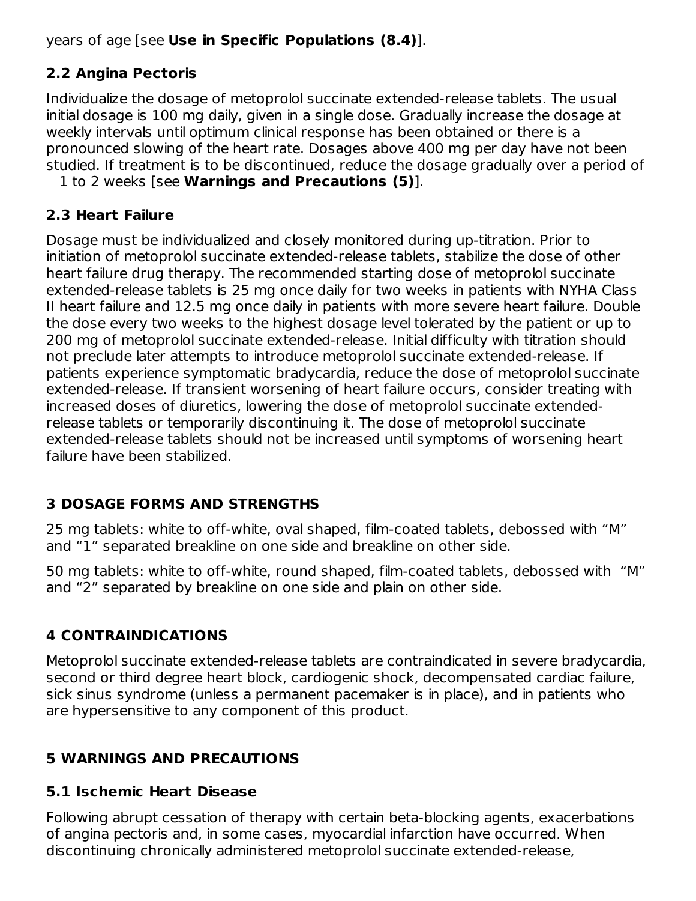years of age [see **Use in Specific Populations (8.4)**].

### 2.2 Angina Pectoris

Individualize the dosage of metoprolol succinate extended-release tablets. The usual initial dosage is 100 mg daily, given in a single dose. Gradually increase the dosage at weekly intervals until optimum clinical response has been obtained or there is a pronounced slowing of the heart rate. Dosages above 400 mg per day have not been studied. If treatment is to be discontinued, reduce the dosage gradually over a period of 1 to 2 weeks [see **Warnings and Precautions (5)**].

### 2.3 Heart Failure

Dosage must be individualized and closely monitored during up-titration. Prior to initiation of metoprolol succinate extended-release tablets, stabilize the dose of other heart failure drug therapy. The recommended starting dose of metoprolol succinate extended-release tablets is 25 mg once daily for two weeks in patients with NYHA Class II heart failure and 12.5 mg once daily in patients with more severe heart failure. Double the dose every two weeks to the highest dosage level tolerated by the patient or up to 200 mg of metoprolol succinate extended-release. Initial difficulty with titration should not preclude later attempts to introduce metoprolol succinate extended-release. If patients experience symptomatic bradycardia, reduce the dose of metoprolol succinate extended-release. If transient worsening of heart failure occurs, consider treating with increased doses of diuretics, lowering the dose of metoprolol succinate extended-release tablets or temporarily discontinuing it. The dose of metoprolol succinate extended-release tablets should not be increased until symptoms of worsening heart failure have been stabilized.

## 3 DOSAGE FORMS AND STRENGTHS

25 mg tablets: white to off-white, oval shaped, film-coated tablets, debossed with "M" and "1" separated breakline on one side and breakline on other side.

50 mg tablets: white to off-white, round shaped, film-coated tablets, debossed with "M" and "2" separated by breakline on one side and plain on other side.

## 4 CONTRAINDICATIONS

Metoprolol succinate extended-release tablets are contraindicated in severe bradycardia, second or third degree heart block, cardiogenic shock, decompensated cardiac failure, sick sinus syndrome (unless a permanent pacemaker is in place), and in patients who are hypersensitive to any component of this product.

## 5 WARNINGS AND PRECAUTIONS

### 5.1 Ischemic Heart Disease

Following abrupt cessation of therapy with certain beta-blocking agents, exacerbations of angina pectoris and, in some cases, myocardial infarction have occurred. When discontinuing chronically administered metoprolol succinate extended-release,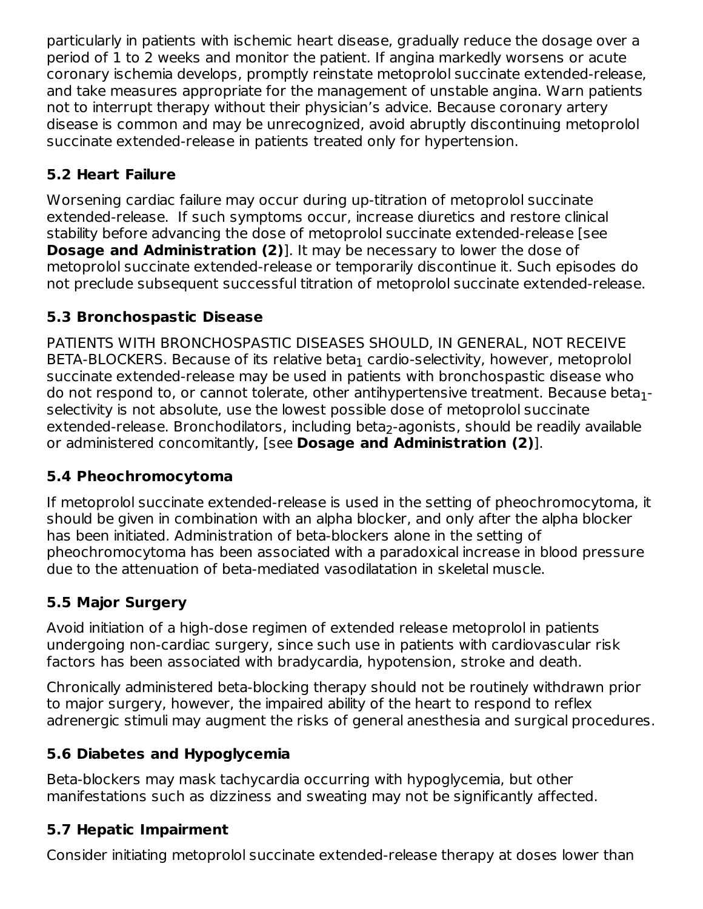particularly in patients with ischemic heart disease, gradually reduce the dosage over a period of 1 to 2 weeks and monitor the patient. If angina markedly worsens or acute coronary ischemia develops, promptly reinstate metoprolol succinate extended-release, and take measures appropriate for the management of unstable angina. Warn patients not to interrupt therapy without their physician's advice. Because coronary artery disease is common and may be unrecognized, avoid abruptly discontinuing metoprolol succinate extended-release in patients treated only for hypertension.

### 5.2 Heart Failure

Worsening cardiac failure may occur during up-titration of metoprolol succinate extended-release. If such symptoms occur, increase diuretics and restore clinical stability before advancing the dose of metoprolol succinate extended-release [see **Dosage and Administration (2)**]. It may be necessary to lower the dose of metoprolol succinate extended-release or temporarily discontinue it. Such episodes do not preclude subsequent successful titration of metoprolol succinate extended-release.

### 5.3 Bronchospastic Disease

PATIENTS WITH BRONCHOSPASTIC DISEASES SHOULD, IN GENERAL, NOT RECEIVE BETA-BLOCKERS. Because of its relative $beta_1$ cardio-selectivity, however, metoprolol succinate extended-release may be used in patients with bronchospastic disease who do not respond to, or cannot tolerate, other antihypertensive treatment. Because $beta_1$-selectivity is not absolute, use the lowest possible dose of metoprolol succinate extended-release. Bronchodilators, including $beta_2$-agonists, should be readily available or administered concomitantly, [see **Dosage and Administration (2)**].

### 5.4 Pheochromocytoma

If metoprolol succinate extended-release is used in the setting of pheochromocytoma, it should be given in combination with an alpha blocker, and only after the alpha blocker has been initiated. Administration of beta-blockers alone in the setting of pheochromocytoma has been associated with a paradoxical increase in blood pressure due to the attenuation of beta-mediated vasodilatation in skeletal muscle.

### 5.5 Major Surgery

Avoid initiation of a high-dose regimen of extended release metoprolol in patients undergoing non-cardiac surgery, since such use in patients with cardiovascular risk factors has been associated with bradycardia, hypotension, stroke and death.

Chronically administered beta-blocking therapy should not be routinely withdrawn prior to major surgery, however, the impaired ability of the heart to respond to reflex adrenergic stimuli may augment the risks of general anesthesia and surgical procedures.

### 5.6 Diabetes and Hypoglycemia

Beta-blockers may mask tachycardia occurring with hypoglycemia, but other manifestations such as dizziness and sweating may not be significantly affected.

### 5.7 Hepatic Impairment

Consider initiating metoprolol succinate extended-release therapy at doses lower than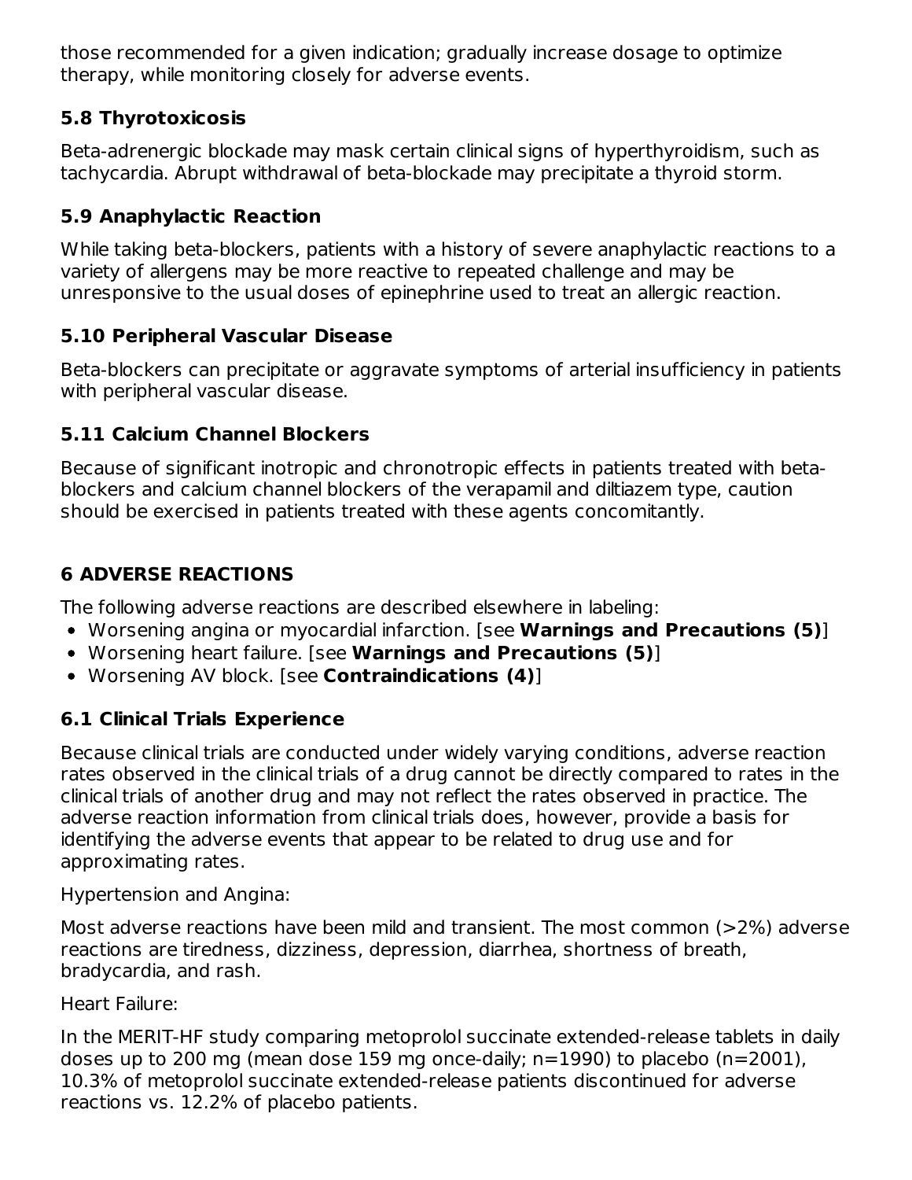those recommended for a given indication; gradually increase dosage to optimize therapy, while monitoring closely for adverse events.

### 5.8 Thyrotoxicosis

Beta-adrenergic blockade may mask certain clinical signs of hyperthyroidism, such as tachycardia. Abrupt withdrawal of beta-blockade may precipitate a thyroid storm.

### 5.9 Anaphylactic Reaction

While taking beta-blockers, patients with a history of severe anaphylactic reactions to a variety of allergens may be more reactive to repeated challenge and may be unresponsive to the usual doses of epinephrine used to treat an allergic reaction.

### 5.10 Peripheral Vascular Disease

Beta-blockers can precipitate or aggravate symptoms of arterial insufficiency in patients with peripheral vascular disease.

### 5.11 Calcium Channel Blockers

Because of significant inotropic and chronotropic effects in patients treated with beta-blockers and calcium channel blockers of the verapamil and diltiazem type, caution should be exercised in patients treated with these agents concomitantly.

## 6 ADVERSE REACTIONS

The following adverse reactions are described elsewhere in labeling:

- Worsening angina or myocardial infarction. [see **Warnings and Precautions (5)**]
- Worsening heart failure. [see **Warnings and Precautions (5)**]
- Worsening AV block. [see **Contraindications (4)**]

### 6.1 Clinical Trials Experience

Because clinical trials are conducted under widely varying conditions, adverse reaction rates observed in the clinical trials of a drug cannot be directly compared to rates in the clinical trials of another drug and may not reflect the rates observed in practice. The adverse reaction information from clinical trials does, however, provide a basis for identifying the adverse events that appear to be related to drug use and for approximating rates.

Hypertension and Angina:

Most adverse reactions have been mild and transient. The most common (>2%) adverse reactions are tiredness, dizziness, depression, diarrhea, shortness of breath, bradycardia, and rash.

Heart Failure:

In the MERIT-HF study comparing metoprolol succinate extended-release tablets in daily doses up to 200 mg (mean dose 159 mg once-daily; n=1990) to placebo (n=2001), 10.3% of metoprolol succinate extended-release patients discontinued for adverse reactions vs. 12.2% of placebo patients.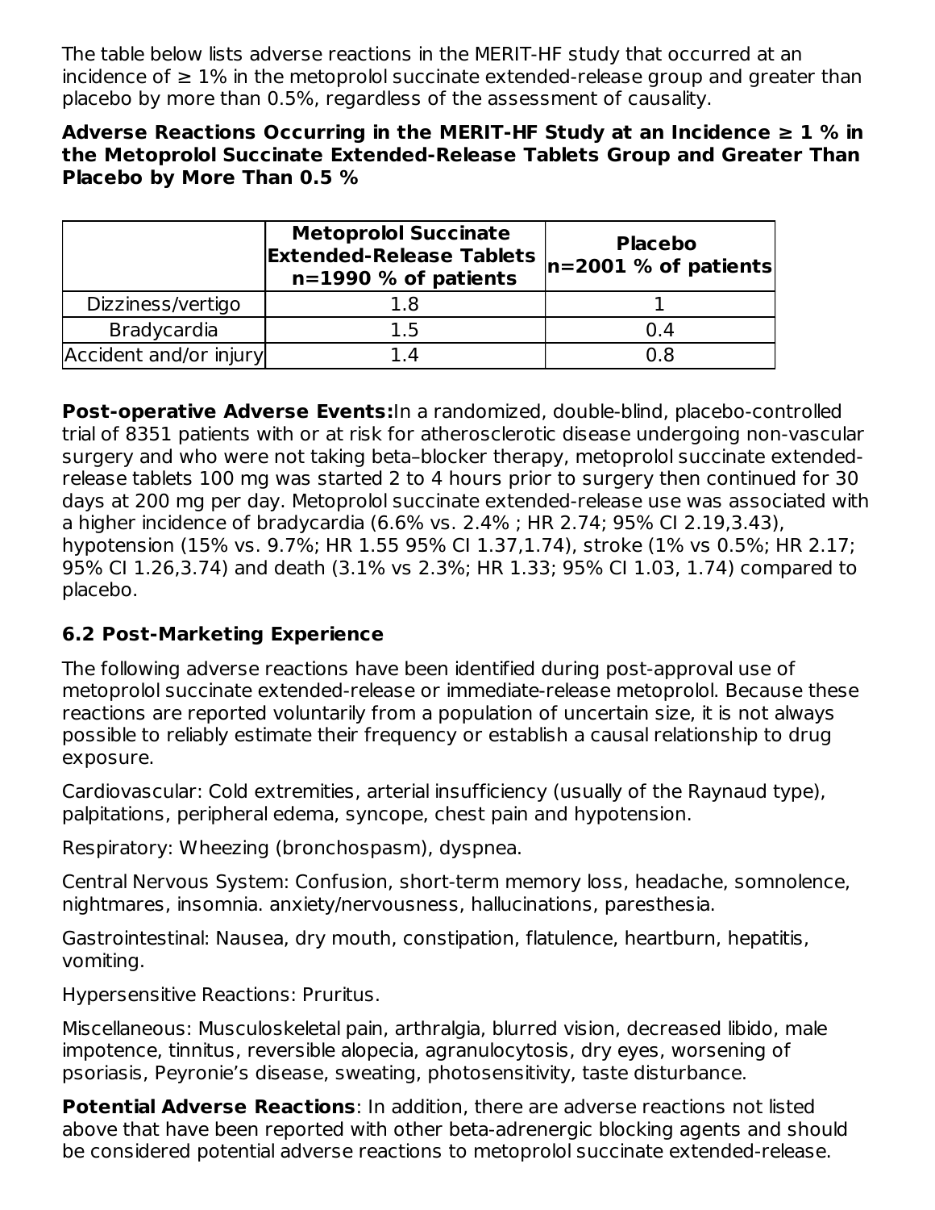The table below lists adverse reactions in the MERIT-HF study that occurred at an incidence of ≥ 1% in the metoprolol succinate extended-release group and greater than placebo by more than 0.5%, regardless of the assessment of causality.

**Adverse Reactions Occurring in the MERIT-HF Study at an Incidence ≥ 1 % in the Metoprolol Succinate Extended-Release Tablets Group and Greater Than Placebo by More Than 0.5 %**

| | **Metoprolol Succinate Extended-Release Tablets n=1990 % of patients** | **Placebo n=2001 % of patients** |
|---|---|---|
| Dizziness/vertigo | 1.8 | 1 |
| Bradycardia | 1.5 | 0.4 |
| Accident and/or injury | 1.4 | 0.8 |

**Post-operative Adverse Events:** In a randomized, double-blind, placebo-controlled trial of 8351 patients with or at risk for atherosclerotic disease undergoing non-vascular surgery and who were not taking beta–blocker therapy, metoprolol succinate extended-release tablets 100 mg was started 2 to 4 hours prior to surgery then continued for 30 days at 200 mg per day. Metoprolol succinate extended-release use was associated with a higher incidence of bradycardia (6.6% vs. 2.4% ; HR 2.74; 95% CI 2.19,3.43), hypotension (15% vs. 9.7%; HR 1.55 95% CI 1.37,1.74), stroke (1% vs 0.5%; HR 2.17; 95% CI 1.26,3.74) and death (3.1% vs 2.3%; HR 1.33; 95% CI 1.03, 1.74) compared to placebo.

## 6.2 Post-Marketing Experience

The following adverse reactions have been identified during post-approval use of metoprolol succinate extended-release or immediate-release metoprolol. Because these reactions are reported voluntarily from a population of uncertain size, it is not always possible to reliably estimate their frequency or establish a causal relationship to drug exposure.

Cardiovascular: Cold extremities, arterial insufficiency (usually of the Raynaud type), palpitations, peripheral edema, syncope, chest pain and hypotension.

Respiratory: Wheezing (bronchospasm), dyspnea.

Central Nervous System: Confusion, short-term memory loss, headache, somnolence, nightmares, insomnia. anxiety/nervousness, hallucinations, paresthesia.

Gastrointestinal: Nausea, dry mouth, constipation, flatulence, heartburn, hepatitis, vomiting.

Hypersensitive Reactions: Pruritus.

Miscellaneous: Musculoskeletal pain, arthralgia, blurred vision, decreased libido, male impotence, tinnitus, reversible alopecia, agranulocytosis, dry eyes, worsening of psoriasis, Peyronie's disease, sweating, photosensitivity, taste disturbance.

**Potential Adverse Reactions**: In addition, there are adverse reactions not listed above that have been reported with other beta-adrenergic blocking agents and should be considered potential adverse reactions to metoprolol succinate extended-release.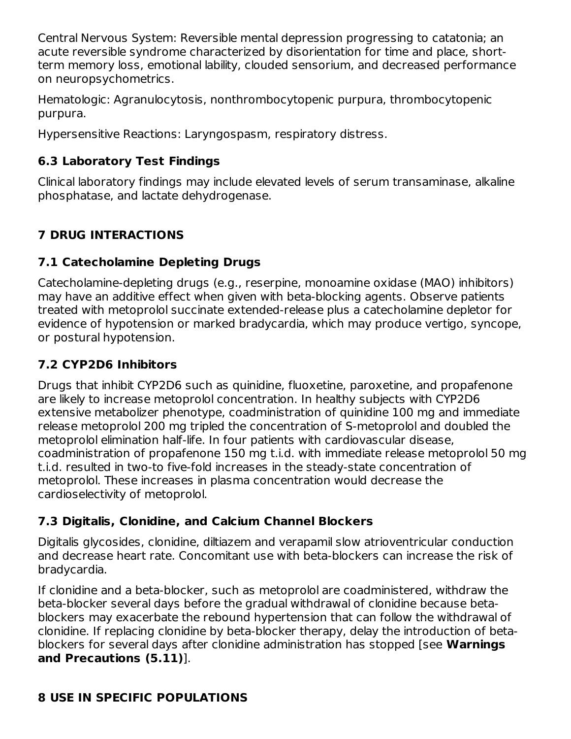Central Nervous System: Reversible mental depression progressing to catatonia; an acute reversible syndrome characterized by disorientation for time and place, short-term memory loss, emotional lability, clouded sensorium, and decreased performance on neuropsychometrics.

Hematologic: Agranulocytosis, nonthrombocytopenic purpura, thrombocytopenic purpura.

Hypersensitive Reactions: Laryngospasm, respiratory distress.

### 6.3 Laboratory Test Findings

Clinical laboratory findings may include elevated levels of serum transaminase, alkaline phosphatase, and lactate dehydrogenase.

## 7 DRUG INTERACTIONS

### 7.1 Catecholamine Depleting Drugs

Catecholamine-depleting drugs (e.g., reserpine, monoamine oxidase (MAO) inhibitors) may have an additive effect when given with beta-blocking agents. Observe patients treated with metoprolol succinate extended-release plus a catecholamine depletor for evidence of hypotension or marked bradycardia, which may produce vertigo, syncope, or postural hypotension.

### 7.2 CYP2D6 Inhibitors

Drugs that inhibit CYP2D6 such as quinidine, fluoxetine, paroxetine, and propafenone are likely to increase metoprolol concentration. In healthy subjects with CYP2D6 extensive metabolizer phenotype, coadministration of quinidine 100 mg and immediate release metoprolol 200 mg tripled the concentration of S-metoprolol and doubled the metoprolol elimination half-life. In four patients with cardiovascular disease, coadministration of propafenone 150 mg t.i.d. with immediate release metoprolol 50 mg t.i.d. resulted in two-to five-fold increases in the steady-state concentration of metoprolol. These increases in plasma concentration would decrease the cardioselectivity of metoprolol.

### 7.3 Digitalis, Clonidine, and Calcium Channel Blockers

Digitalis glycosides, clonidine, diltiazem and verapamil slow atrioventricular conduction and decrease heart rate. Concomitant use with beta-blockers can increase the risk of bradycardia.

If clonidine and a beta-blocker, such as metoprolol are coadministered, withdraw the beta-blocker several days before the gradual withdrawal of clonidine because beta-blockers may exacerbate the rebound hypertension that can follow the withdrawal of clonidine. If replacing clonidine by beta-blocker therapy, delay the introduction of beta-blockers for several days after clonidine administration has stopped [see **Warnings and Precautions (5.11)**].

## 8 USE IN SPECIFIC POPULATIONS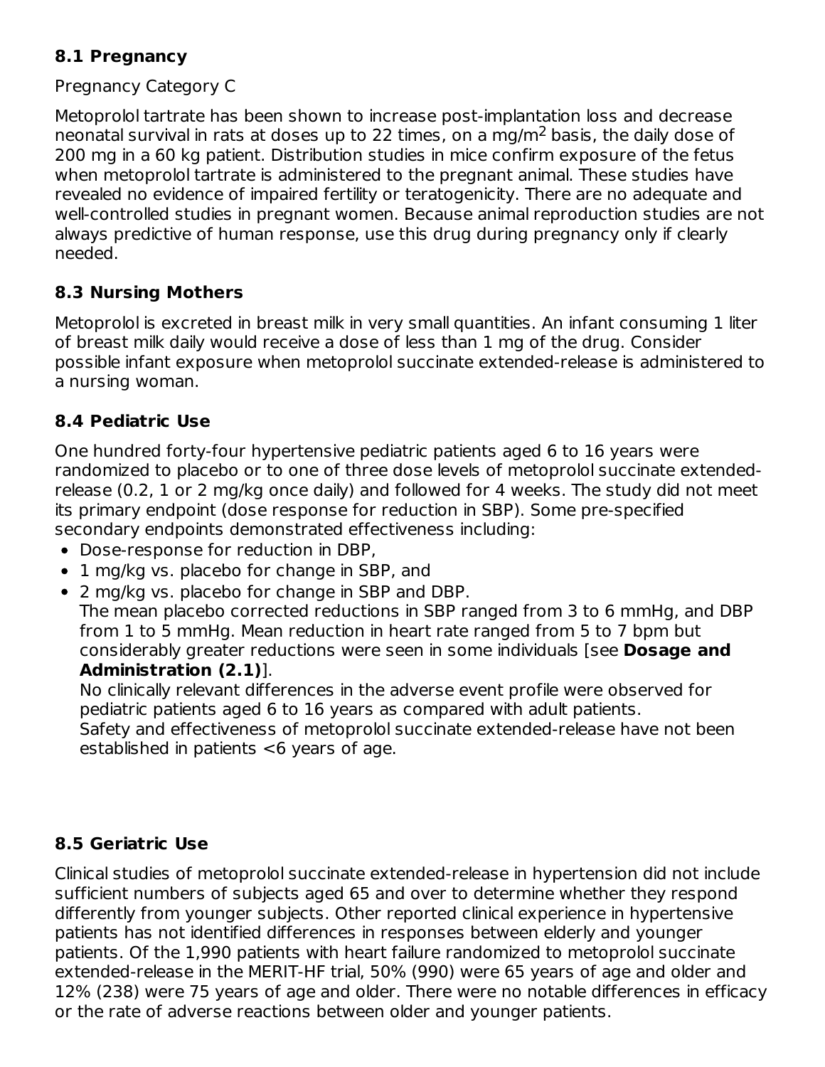### 8.1 Pregnancy

Pregnancy Category C

Metoprolol tartrate has been shown to increase post-implantation loss and decrease neonatal survival in rats at doses up to 22 times, on a mg/$m^2$ basis, the daily dose of 200 mg in a 60 kg patient. Distribution studies in mice confirm exposure of the fetus when metoprolol tartrate is administered to the pregnant animal. These studies have revealed no evidence of impaired fertility or teratogenicity. There are no adequate and well-controlled studies in pregnant women. Because animal reproduction studies are not always predictive of human response, use this drug during pregnancy only if clearly needed.

### 8.3 Nursing Mothers

Metoprolol is excreted in breast milk in very small quantities. An infant consuming 1 liter of breast milk daily would receive a dose of less than 1 mg of the drug. Consider possible infant exposure when metoprolol succinate extended-release is administered to a nursing woman.

### 8.4 Pediatric Use

One hundred forty-four hypertensive pediatric patients aged 6 to 16 years were randomized to placebo or to one of three dose levels of metoprolol succinate extended-release (0.2, 1 or 2 mg/kg once daily) and followed for 4 weeks. The study did not meet its primary endpoint (dose response for reduction in SBP). Some pre-specified secondary endpoints demonstrated effectiveness including:

- Dose-response for reduction in DBP,
- 1 mg/kg vs. placebo for change in SBP, and
- 2 mg/kg vs. placebo for change in SBP and DBP.

  The mean placebo corrected reductions in SBP ranged from 3 to 6 mmHg, and DBP from 1 to 5 mmHg. Mean reduction in heart rate ranged from 5 to 7 bpm but considerably greater reductions were seen in some individuals [see **Dosage and Administration (2.1)**].

  No clinically relevant differences in the adverse event profile were observed for pediatric patients aged 6 to 16 years as compared with adult patients.

  Safety and effectiveness of metoprolol succinate extended-release have not been established in patients <6 years of age.

### 8.5 Geriatric Use

Clinical studies of metoprolol succinate extended-release in hypertension did not include sufficient numbers of subjects aged 65 and over to determine whether they respond differently from younger subjects. Other reported clinical experience in hypertensive patients has not identified differences in responses between elderly and younger patients. Of the 1,990 patients with heart failure randomized to metoprolol succinate extended-release in the MERIT-HF trial, 50% (990) were 65 years of age and older and 12% (238) were 75 years of age and older. There were no notable differences in efficacy or the rate of adverse reactions between older and younger patients.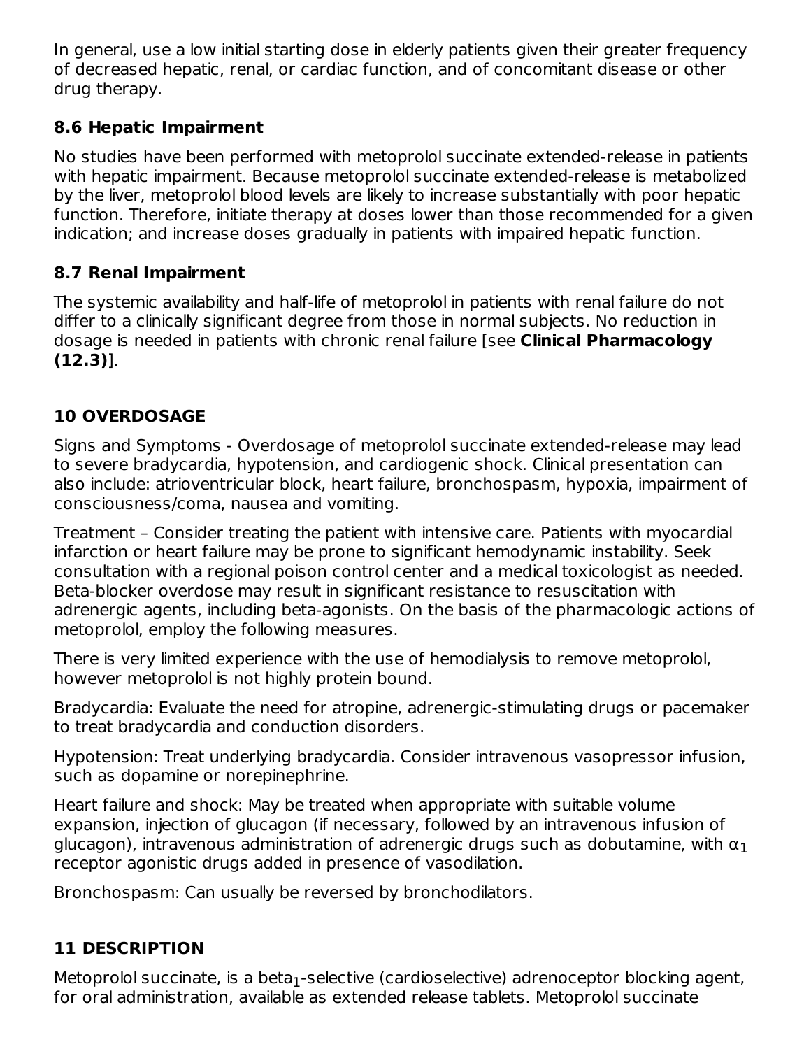In general, use a low initial starting dose in elderly patients given their greater frequency of decreased hepatic, renal, or cardiac function, and of concomitant disease or other drug therapy.

### 8.6 Hepatic Impairment

No studies have been performed with metoprolol succinate extended-release in patients with hepatic impairment. Because metoprolol succinate extended-release is metabolized by the liver, metoprolol blood levels are likely to increase substantially with poor hepatic function. Therefore, initiate therapy at doses lower than those recommended for a given indication; and increase doses gradually in patients with impaired hepatic function.

### 8.7 Renal Impairment

The systemic availability and half-life of metoprolol in patients with renal failure do not differ to a clinically significant degree from those in normal subjects. No reduction in dosage is needed in patients with chronic renal failure [see **Clinical Pharmacology (12.3)**].

## 10 OVERDOSAGE

Signs and Symptoms - Overdosage of metoprolol succinate extended-release may lead to severe bradycardia, hypotension, and cardiogenic shock. Clinical presentation can also include: atrioventricular block, heart failure, bronchospasm, hypoxia, impairment of consciousness/coma, nausea and vomiting.

Treatment – Consider treating the patient with intensive care. Patients with myocardial infarction or heart failure may be prone to significant hemodynamic instability. Seek consultation with a regional poison control center and a medical toxicologist as needed. Beta-blocker overdose may result in significant resistance to resuscitation with adrenergic agents, including beta-agonists. On the basis of the pharmacologic actions of metoprolol, employ the following measures.

There is very limited experience with the use of hemodialysis to remove metoprolol, however metoprolol is not highly protein bound.

Bradycardia: Evaluate the need for atropine, adrenergic-stimulating drugs or pacemaker to treat bradycardia and conduction disorders.

Hypotension: Treat underlying bradycardia. Consider intravenous vasopressor infusion, such as dopamine or norepinephrine.

Heart failure and shock: May be treated when appropriate with suitable volume expansion, injection of glucagon (if necessary, followed by an intravenous infusion of glucagon), intravenous administration of adrenergic drugs such as dobutamine, with $\alpha_1$ receptor agonistic drugs added in presence of vasodilation.

Bronchospasm: Can usually be reversed by bronchodilators.

## 11 DESCRIPTION

Metoprolol succinate, is a $\text{beta}_1$-selective (cardioselective) adrenoceptor blocking agent, for oral administration, available as extended release tablets. Metoprolol succinate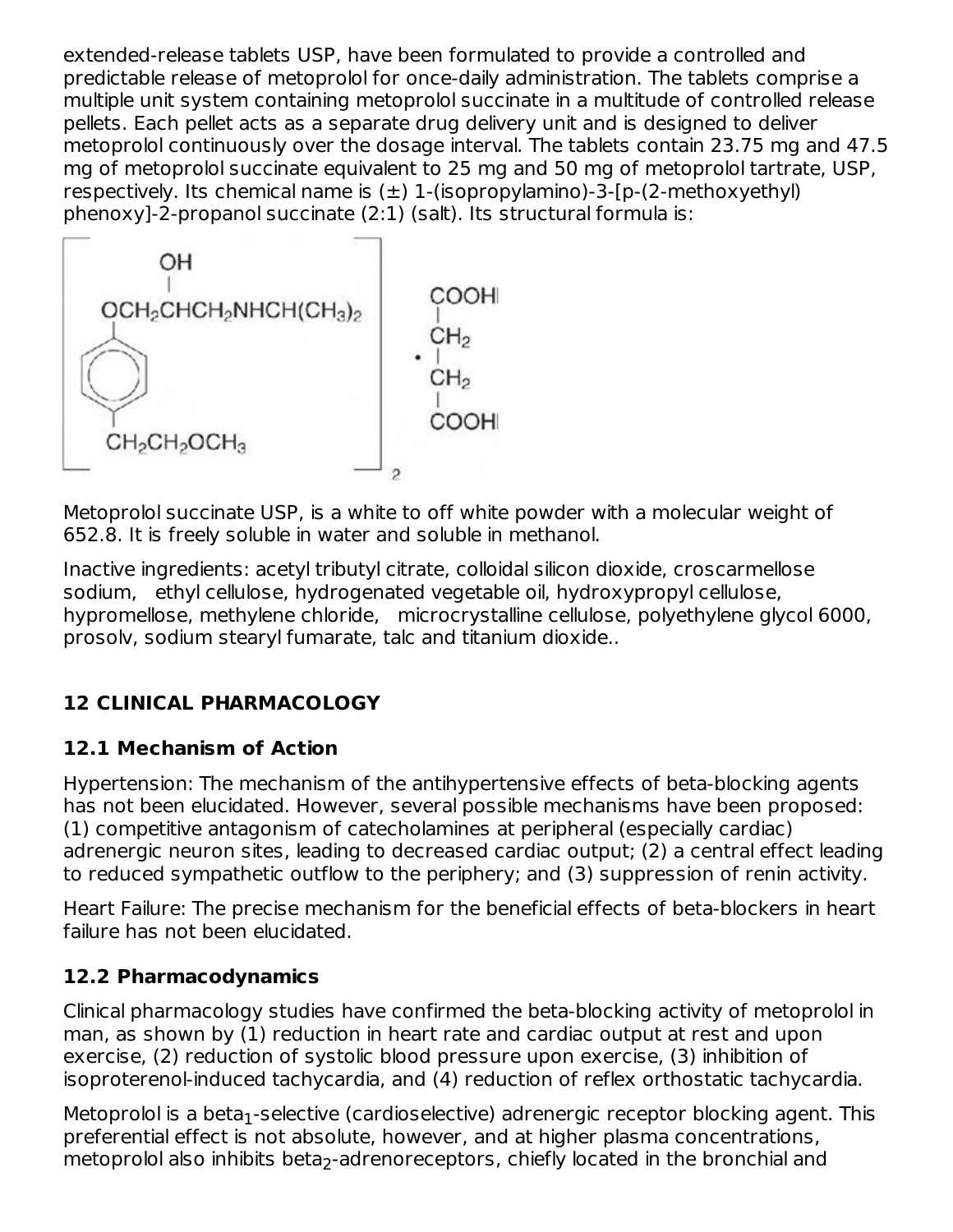extended-release tablets USP, have been formulated to provide a controlled and predictable release of metoprolol for once-daily administration. The tablets comprise a multiple unit system containing metoprolol succinate in a multitude of controlled release pellets. Each pellet acts as a separate drug delivery unit and is designed to deliver metoprolol continuously over the dosage interval. The tablets contain 23.75 mg and 47.5 mg of metoprolol succinate equivalent to 25 mg and 50 mg of metoprolol tartrate, USP, respectively. Its chemical name is (±) 1-(isopropylamino)-3-[p-(2-methoxyethyl) phenoxy]-2-propanol succinate (2:1) (salt). Its structural formula is:

$$\left[ \begin{array}{c} OCH_2CH(OH)CH_2NHCH(CH_3)_2 \\ | \\ C_6H_4 \\ | \\ CH_2CH_2OCH_3 \end{array} \right]_2 \cdot \begin{array}{c} COOH \\ | \\ CH_2 \\ | \\ CH_2 \\ | \\ COOH \end{array}$$

Metoprolol succinate USP, is a white to off white powder with a molecular weight of 652.8. It is freely soluble in water and soluble in methanol.

Inactive ingredients: acetyl tributyl citrate, colloidal silicon dioxide, croscarmellose sodium, ethyl cellulose, hydrogenated vegetable oil, hydroxypropyl cellulose, hypromellose, methylene chloride, microcrystalline cellulose, polyethylene glycol 6000, prosolv, sodium stearyl fumarate, talc and titanium dioxide..

## 12 CLINICAL PHARMACOLOGY

### 12.1 Mechanism of Action

Hypertension: The mechanism of the antihypertensive effects of beta-blocking agents has not been elucidated. However, several possible mechanisms have been proposed: (1) competitive antagonism of catecholamines at peripheral (especially cardiac) adrenergic neuron sites, leading to decreased cardiac output; (2) a central effect leading to reduced sympathetic outflow to the periphery; and (3) suppression of renin activity.

Heart Failure: The precise mechanism for the beneficial effects of beta-blockers in heart failure has not been elucidated.

### 12.2 Pharmacodynamics

Clinical pharmacology studies have confirmed the beta-blocking activity of metoprolol in man, as shown by (1) reduction in heart rate and cardiac output at rest and upon exercise, (2) reduction of systolic blood pressure upon exercise, (3) inhibition of isoproterenol-induced tachycardia, and (4) reduction of reflex orthostatic tachycardia.

Metoprolol is a $beta_1$-selective (cardioselective) adrenergic receptor blocking agent. This preferential effect is not absolute, however, and at higher plasma concentrations, metoprolol also inhibits $beta_2$-adrenoreceptors, chiefly located in the bronchial and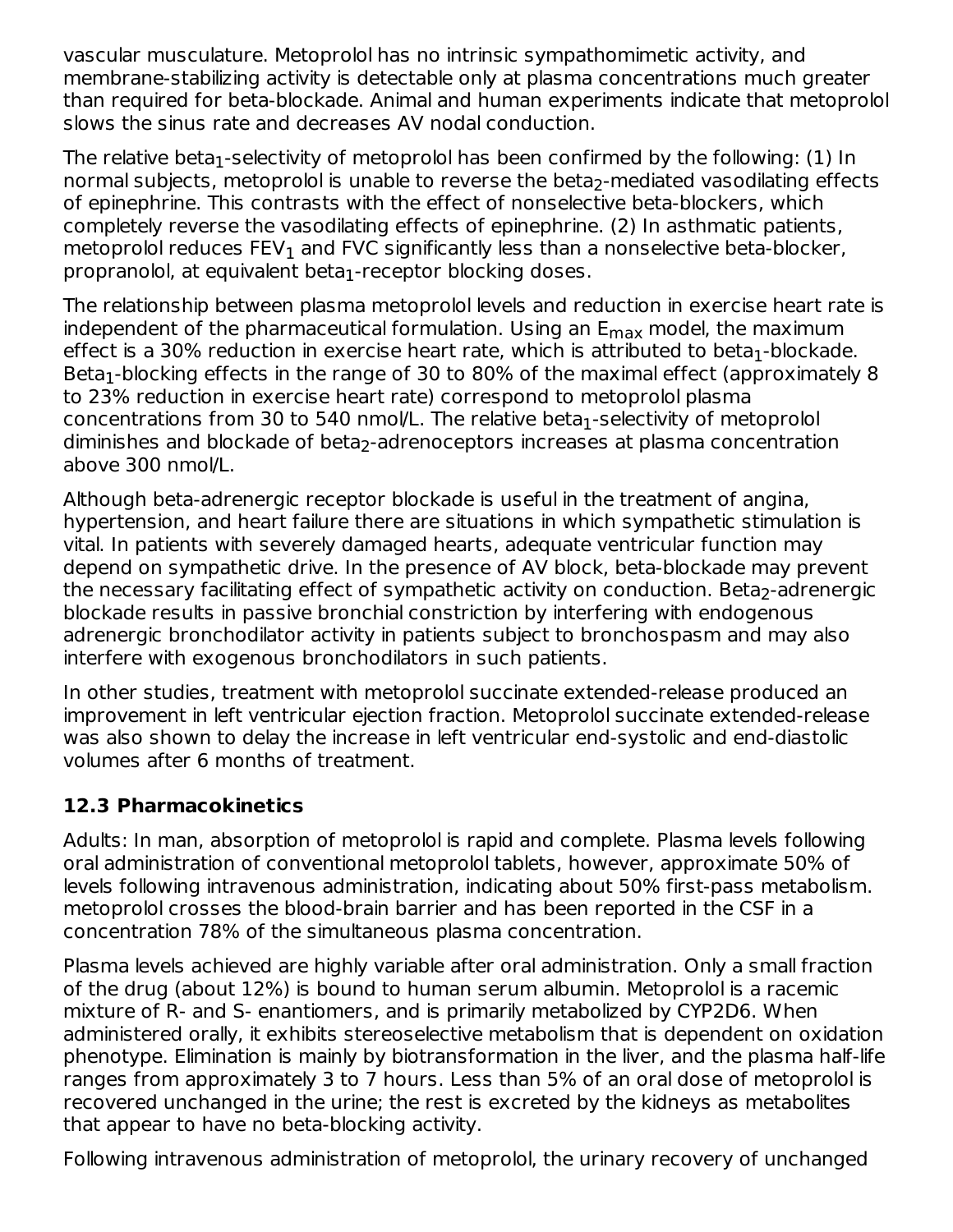vascular musculature. Metoprolol has no intrinsic sympathomimetic activity, and membrane-stabilizing activity is detectable only at plasma concentrations much greater than required for beta-blockade. Animal and human experiments indicate that metoprolol slows the sinus rate and decreases AV nodal conduction.

The relative $beta_1$-selectivity of metoprolol has been confirmed by the following: (1) In normal subjects, metoprolol is unable to reverse the $beta_2$-mediated vasodilating effects of epinephrine. This contrasts with the effect of nonselective beta-blockers, which completely reverse the vasodilating effects of epinephrine. (2) In asthmatic patients, metoprolol reduces $FEV_1$ and FVC significantly less than a nonselective beta-blocker, propranolol, at equivalent $beta_1$-receptor blocking doses.

The relationship between plasma metoprolol levels and reduction in exercise heart rate is independent of the pharmaceutical formulation. Using an $E_{max}$ model, the maximum effect is a 30% reduction in exercise heart rate, which is attributed to $beta_1$-blockade. $Beta_1$-blocking effects in the range of 30 to 80% of the maximal effect (approximately 8 to 23% reduction in exercise heart rate) correspond to metoprolol plasma concentrations from 30 to 540 nmol/L. The relative $beta_1$-selectivity of metoprolol diminishes and blockade of $beta_2$-adrenoceptors increases at plasma concentration above 300 nmol/L.

Although beta-adrenergic receptor blockade is useful in the treatment of angina, hypertension, and heart failure there are situations in which sympathetic stimulation is vital. In patients with severely damaged hearts, adequate ventricular function may depend on sympathetic drive. In the presence of AV block, beta-blockade may prevent the necessary facilitating effect of sympathetic activity on conduction. $Beta_2$-adrenergic blockade results in passive bronchial constriction by interfering with endogenous adrenergic bronchodilator activity in patients subject to bronchospasm and may also interfere with exogenous bronchodilators in such patients.

In other studies, treatment with metoprolol succinate extended-release produced an improvement in left ventricular ejection fraction. Metoprolol succinate extended-release was also shown to delay the increase in left ventricular end-systolic and end-diastolic volumes after 6 months of treatment.

### 12.3 Pharmacokinetics

Adults: In man, absorption of metoprolol is rapid and complete. Plasma levels following oral administration of conventional metoprolol tablets, however, approximate 50% of levels following intravenous administration, indicating about 50% first-pass metabolism. metoprolol crosses the blood-brain barrier and has been reported in the CSF in a concentration 78% of the simultaneous plasma concentration.

Plasma levels achieved are highly variable after oral administration. Only a small fraction of the drug (about 12%) is bound to human serum albumin. Metoprolol is a racemic mixture of R- and S- enantiomers, and is primarily metabolized by CYP2D6. When administered orally, it exhibits stereoselective metabolism that is dependent on oxidation phenotype. Elimination is mainly by biotransformation in the liver, and the plasma half-life ranges from approximately 3 to 7 hours. Less than 5% of an oral dose of metoprolol is recovered unchanged in the urine; the rest is excreted by the kidneys as metabolites that appear to have no beta-blocking activity.

Following intravenous administration of metoprolol, the urinary recovery of unchanged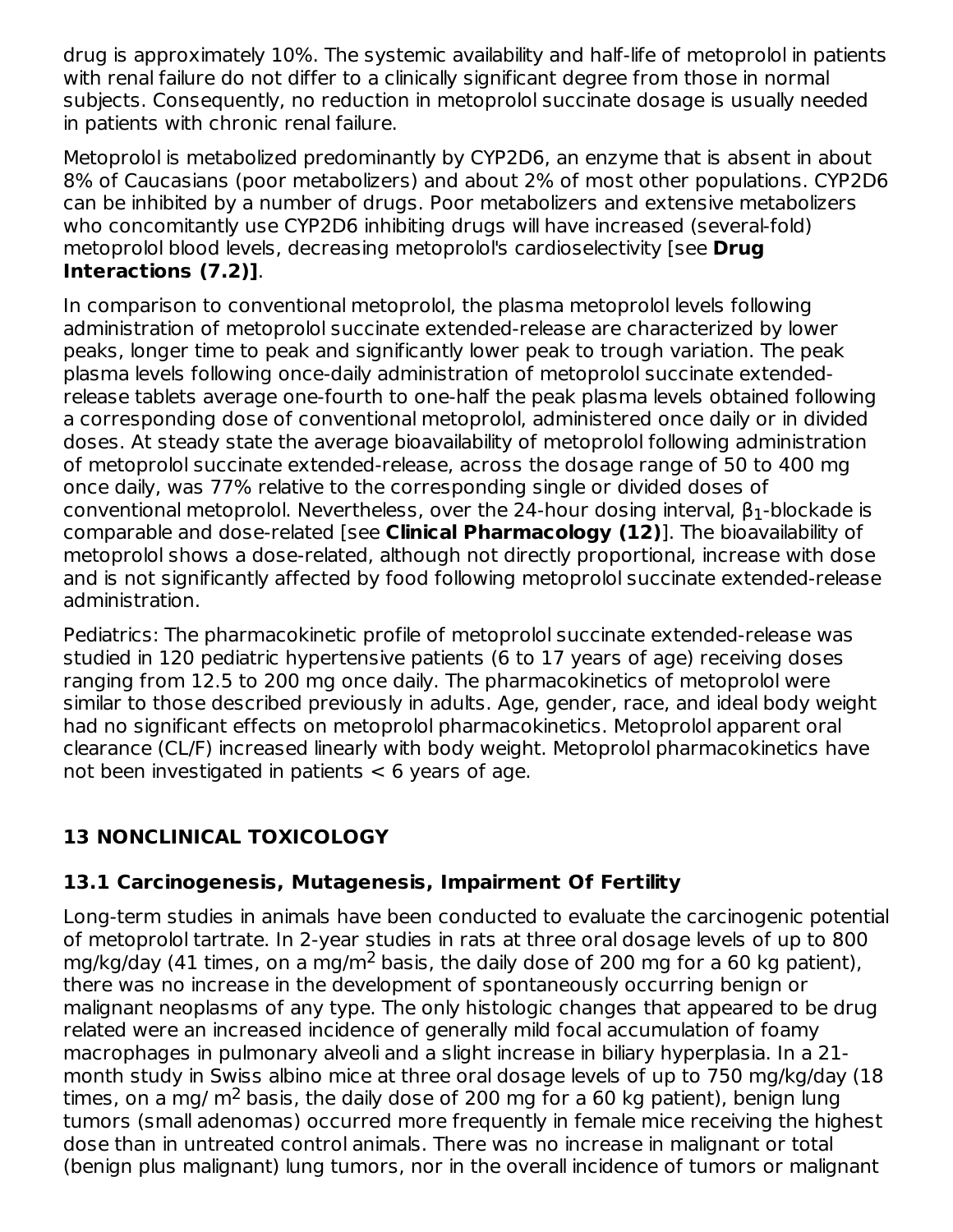drug is approximately 10%. The systemic availability and half-life of metoprolol in patients with renal failure do not differ to a clinically significant degree from those in normal subjects. Consequently, no reduction in metoprolol succinate dosage is usually needed in patients with chronic renal failure.

Metoprolol is metabolized predominantly by CYP2D6, an enzyme that is absent in about 8% of Caucasians (poor metabolizers) and about 2% of most other populations. CYP2D6 can be inhibited by a number of drugs. Poor metabolizers and extensive metabolizers who concomitantly use CYP2D6 inhibiting drugs will have increased (several-fold) metoprolol blood levels, decreasing metoprolol's cardioselectivity [see **Drug Interactions (7.2)]**.

In comparison to conventional metoprolol, the plasma metoprolol levels following administration of metoprolol succinate extended-release are characterized by lower peaks, longer time to peak and significantly lower peak to trough variation. The peak plasma levels following once-daily administration of metoprolol succinate extended-release tablets average one-fourth to one-half the peak plasma levels obtained following a corresponding dose of conventional metoprolol, administered once daily or in divided doses. At steady state the average bioavailability of metoprolol following administration of metoprolol succinate extended-release, across the dosage range of 50 to 400 mg once daily, was 77% relative to the corresponding single or divided doses of conventional metoprolol. Nevertheless, over the 24-hour dosing interval, $\beta_1$-blockade is comparable and dose-related [see **Clinical Pharmacology (12)**]. The bioavailability of metoprolol shows a dose-related, although not directly proportional, increase with dose and is not significantly affected by food following metoprolol succinate extended-release administration.

Pediatrics: The pharmacokinetic profile of metoprolol succinate extended-release was studied in 120 pediatric hypertensive patients (6 to 17 years of age) receiving doses ranging from 12.5 to 200 mg once daily. The pharmacokinetics of metoprolol were similar to those described previously in adults. Age, gender, race, and ideal body weight had no significant effects on metoprolol pharmacokinetics. Metoprolol apparent oral clearance (CL/F) increased linearly with body weight. Metoprolol pharmacokinetics have not been investigated in patients < 6 years of age.

## 13 NONCLINICAL TOXICOLOGY

### 13.1 Carcinogenesis, Mutagenesis, Impairment Of Fertility

Long-term studies in animals have been conducted to evaluate the carcinogenic potential of metoprolol tartrate. In 2-year studies in rats at three oral dosage levels of up to 800 mg/kg/day (41 times, on a mg/$m^2$ basis, the daily dose of 200 mg for a 60 kg patient), there was no increase in the development of spontaneously occurring benign or malignant neoplasms of any type. The only histologic changes that appeared to be drug related were an increased incidence of generally mild focal accumulation of foamy macrophages in pulmonary alveoli and a slight increase in biliary hyperplasia. In a 21-month study in Swiss albino mice at three oral dosage levels of up to 750 mg/kg/day (18 times, on a mg/ $m^2$ basis, the daily dose of 200 mg for a 60 kg patient), benign lung tumors (small adenomas) occurred more frequently in female mice receiving the highest dose than in untreated control animals. There was no increase in malignant or total (benign plus malignant) lung tumors, nor in the overall incidence of tumors or malignant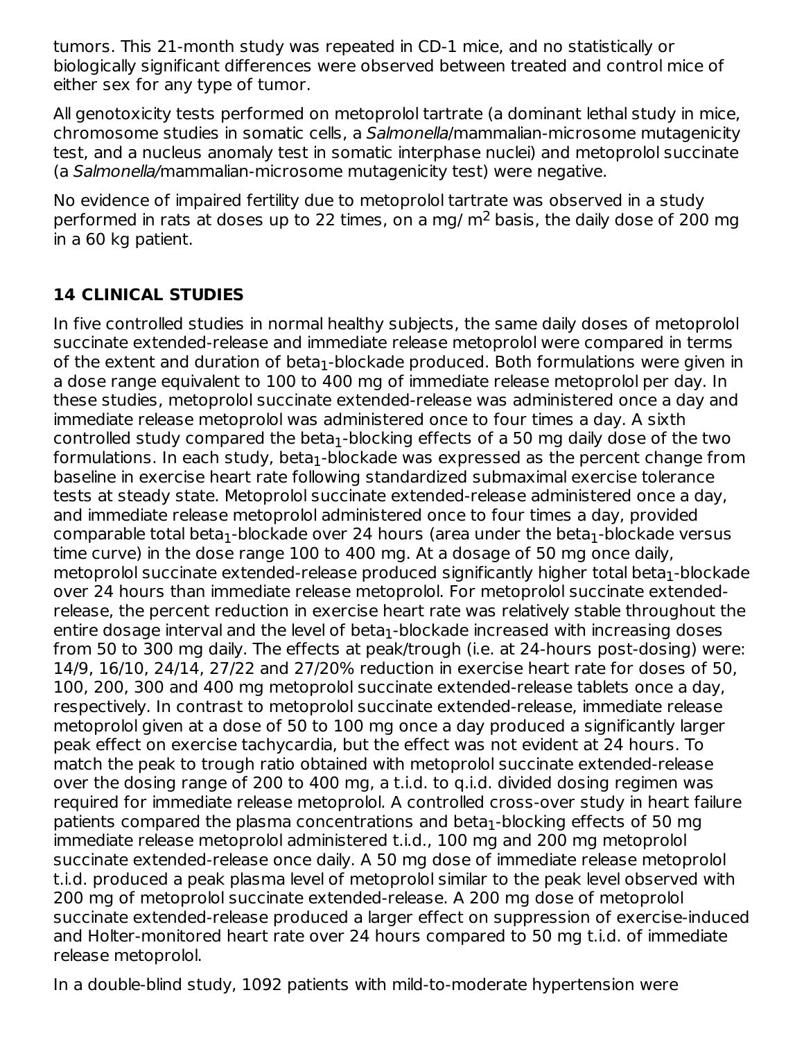tumors. This 21-month study was repeated in CD-1 mice, and no statistically or biologically significant differences were observed between treated and control mice of either sex for any type of tumor.

All genotoxicity tests performed on metoprolol tartrate (a dominant lethal study in mice, chromosome studies in somatic cells, a *Salmonella*/mammalian-microsome mutagenicity test, and a nucleus anomaly test in somatic interphase nuclei) and metoprolol succinate (a *Salmonella*/mammalian-microsome mutagenicity test) were negative.

No evidence of impaired fertility due to metoprolol tartrate was observed in a study performed in rats at doses up to 22 times, on a mg/ $m^2$ basis, the daily dose of 200 mg in a 60 kg patient.

## 14 CLINICAL STUDIES

In five controlled studies in normal healthy subjects, the same daily doses of metoprolol succinate extended-release and immediate release metoprolol were compared in terms of the extent and duration of $beta_1$-blockade produced. Both formulations were given in a dose range equivalent to 100 to 400 mg of immediate release metoprolol per day. In these studies, metoprolol succinate extended-release was administered once a day and immediate release metoprolol was administered once to four times a day. A sixth controlled study compared the $beta_1$-blocking effects of a 50 mg daily dose of the two formulations. In each study, $beta_1$-blockade was expressed as the percent change from baseline in exercise heart rate following standardized submaximal exercise tolerance tests at steady state. Metoprolol succinate extended-release administered once a day, and immediate release metoprolol administered once to four times a day, provided comparable total $beta_1$-blockade over 24 hours (area under the $beta_1$-blockade versus time curve) in the dose range 100 to 400 mg. At a dosage of 50 mg once daily, metoprolol succinate extended-release produced significantly higher total $beta_1$-blockade over 24 hours than immediate release metoprolol. For metoprolol succinate extended-release, the percent reduction in exercise heart rate was relatively stable throughout the entire dosage interval and the level of $beta_1$-blockade increased with increasing doses from 50 to 300 mg daily. The effects at peak/trough (i.e. at 24-hours post-dosing) were: 14/9, 16/10, 24/14, 27/22 and 27/20% reduction in exercise heart rate for doses of 50, 100, 200, 300 and 400 mg metoprolol succinate extended-release tablets once a day, respectively. In contrast to metoprolol succinate extended-release, immediate release metoprolol given at a dose of 50 to 100 mg once a day produced a significantly larger peak effect on exercise tachycardia, but the effect was not evident at 24 hours. To match the peak to trough ratio obtained with metoprolol succinate extended-release over the dosing range of 200 to 400 mg, a t.i.d. to q.i.d. divided dosing regimen was required for immediate release metoprolol. A controlled cross-over study in heart failure patients compared the plasma concentrations and $beta_1$-blocking effects of 50 mg immediate release metoprolol administered t.i.d., 100 mg and 200 mg metoprolol succinate extended-release once daily. A 50 mg dose of immediate release metoprolol t.i.d. produced a peak plasma level of metoprolol similar to the peak level observed with 200 mg of metoprolol succinate extended-release. A 200 mg dose of metoprolol succinate extended-release produced a larger effect on suppression of exercise-induced and Holter-monitored heart rate over 24 hours compared to 50 mg t.i.d. of immediate release metoprolol.

In a double-blind study, 1092 patients with mild-to-moderate hypertension were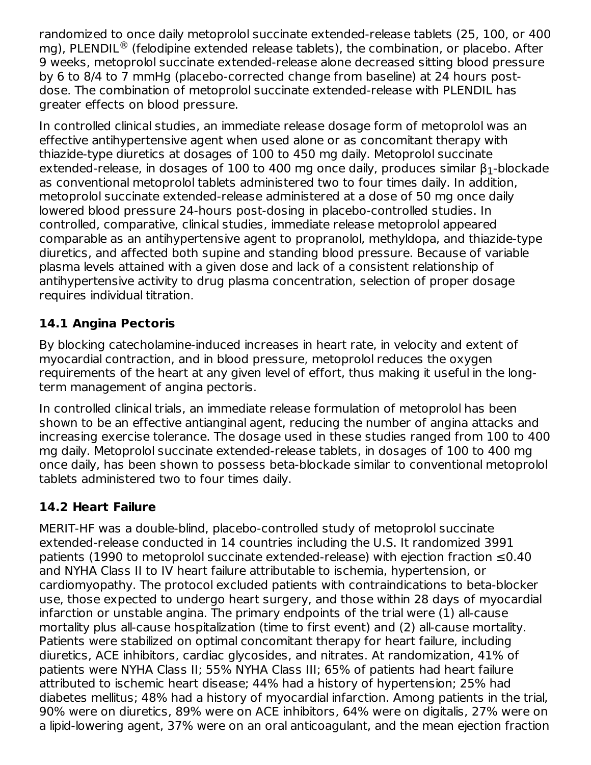randomized to once daily metoprolol succinate extended-release tablets (25, 100, or 400 mg), PLENDIL® (felodipine extended release tablets), the combination, or placebo. After 9 weeks, metoprolol succinate extended-release alone decreased sitting blood pressure by 6 to 8/4 to 7 mmHg (placebo-corrected change from baseline) at 24 hours post-dose. The combination of metoprolol succinate extended-release with PLENDIL has greater effects on blood pressure.

In controlled clinical studies, an immediate release dosage form of metoprolol was an effective antihypertensive agent when used alone or as concomitant therapy with thiazide-type diuretics at dosages of 100 to 450 mg daily. Metoprolol succinate extended-release, in dosages of 100 to 400 mg once daily, produces similar $\beta_1$-blockade as conventional metoprolol tablets administered two to four times daily. In addition, metoprolol succinate extended-release administered at a dose of 50 mg once daily lowered blood pressure 24-hours post-dosing in placebo-controlled studies. In controlled, comparative, clinical studies, immediate release metoprolol appeared comparable as an antihypertensive agent to propranolol, methyldopa, and thiazide-type diuretics, and affected both supine and standing blood pressure. Because of variable plasma levels attained with a given dose and lack of a consistent relationship of antihypertensive activity to drug plasma concentration, selection of proper dosage requires individual titration.

## 14.1 Angina Pectoris

By blocking catecholamine-induced increases in heart rate, in velocity and extent of myocardial contraction, and in blood pressure, metoprolol reduces the oxygen requirements of the heart at any given level of effort, thus making it useful in the long-term management of angina pectoris.

In controlled clinical trials, an immediate release formulation of metoprolol has been shown to be an effective antianginal agent, reducing the number of angina attacks and increasing exercise tolerance. The dosage used in these studies ranged from 100 to 400 mg daily. Metoprolol succinate extended-release tablets, in dosages of 100 to 400 mg once daily, has been shown to possess beta-blockade similar to conventional metoprolol tablets administered two to four times daily.

## 14.2 Heart Failure

MERIT-HF was a double-blind, placebo-controlled study of metoprolol succinate extended-release conducted in 14 countries including the U.S. It randomized 3991 patients (1990 to metoprolol succinate extended-release) with ejection fraction ≤0.40 and NYHA Class II to IV heart failure attributable to ischemia, hypertension, or cardiomyopathy. The protocol excluded patients with contraindications to beta-blocker use, those expected to undergo heart surgery, and those within 28 days of myocardial infarction or unstable angina. The primary endpoints of the trial were (1) all-cause mortality plus all-cause hospitalization (time to first event) and (2) all-cause mortality. Patients were stabilized on optimal concomitant therapy for heart failure, including diuretics, ACE inhibitors, cardiac glycosides, and nitrates. At randomization, 41% of patients were NYHA Class II; 55% NYHA Class III; 65% of patients had heart failure attributed to ischemic heart disease; 44% had a history of hypertension; 25% had diabetes mellitus; 48% had a history of myocardial infarction. Among patients in the trial, 90% were on diuretics, 89% were on ACE inhibitors, 64% were on digitalis, 27% were on a lipid-lowering agent, 37% were on an oral anticoagulant, and the mean ejection fraction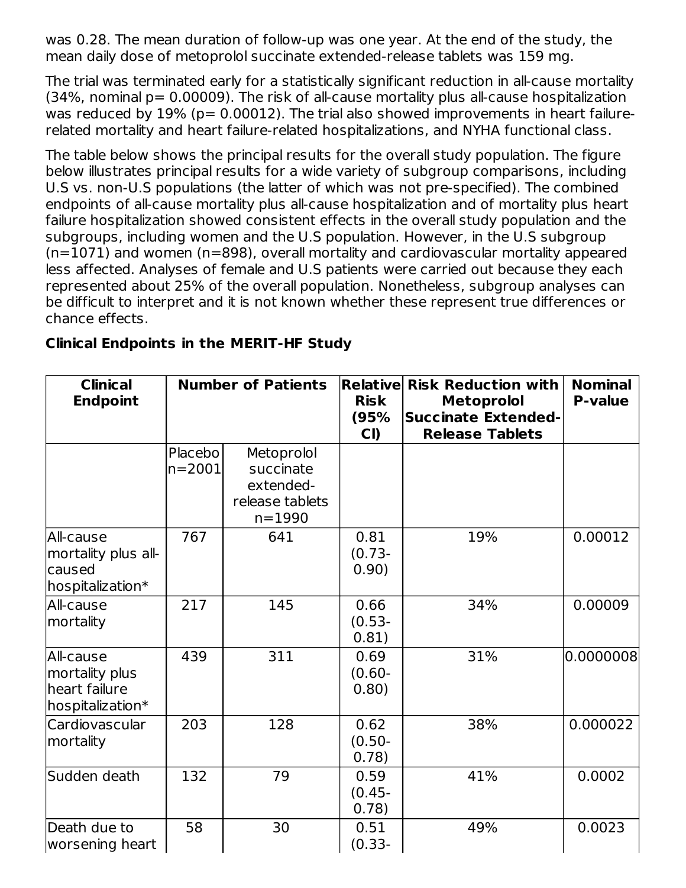was 0.28. The mean duration of follow-up was one year. At the end of the study, the mean daily dose of metoprolol succinate extended-release tablets was 159 mg.

The trial was terminated early for a statistically significant reduction in all-cause mortality (34%, nominal p= 0.00009). The risk of all-cause mortality plus all-cause hospitalization was reduced by 19% (p= 0.00012). The trial also showed improvements in heart failure-related mortality and heart failure-related hospitalizations, and NYHA functional class.

The table below shows the principal results for the overall study population. The figure below illustrates principal results for a wide variety of subgroup comparisons, including U.S vs. non-U.S populations (the latter of which was not pre-specified). The combined endpoints of all-cause mortality plus all-cause hospitalization and of mortality plus heart failure hospitalization showed consistent effects in the overall study population and the subgroups, including women and the U.S population. However, in the U.S subgroup (n=1071) and women (n=898), overall mortality and cardiovascular mortality appeared less affected. Analyses of female and U.S patients were carried out because they each represented about 25% of the overall population. Nonetheless, subgroup analyses can be difficult to interpret and it is not known whether these represent true differences or chance effects.

**Clinical Endpoints in the MERIT-HF Study**

| Clinical Endpoint | Number of Patients | | Relative Risk (95% CI) | Risk Reduction with Metoprolol Succinate Extended-Release Tablets | Nominal P-value |
|---|---|---|---|---|---|
| | Placebo n=2001 | Metoprolol succinate extended-release tablets n=1990 | | | |
| All-cause mortality plus all-caused hospitalization* | 767 | 641 | 0.81 (0.73-0.90) | 19% | 0.00012 |
| All-cause mortality | 217 | 145 | 0.66 (0.53-0.81) | 34% | 0.00009 |
| All-cause mortality plus heart failure hospitalization* | 439 | 311 | 0.69 (0.60-0.80) | 31% | 0.0000008 |
| Cardiovascular mortality | 203 | 128 | 0.62 (0.50-0.78) | 38% | 0.000022 |
| Sudden death | 132 | 79 | 0.59 (0.45-0.78) | 41% | 0.0002 |
| Death due to worsening heart | 58 | 30 | 0.51 (0.33- | 49% | 0.0023 |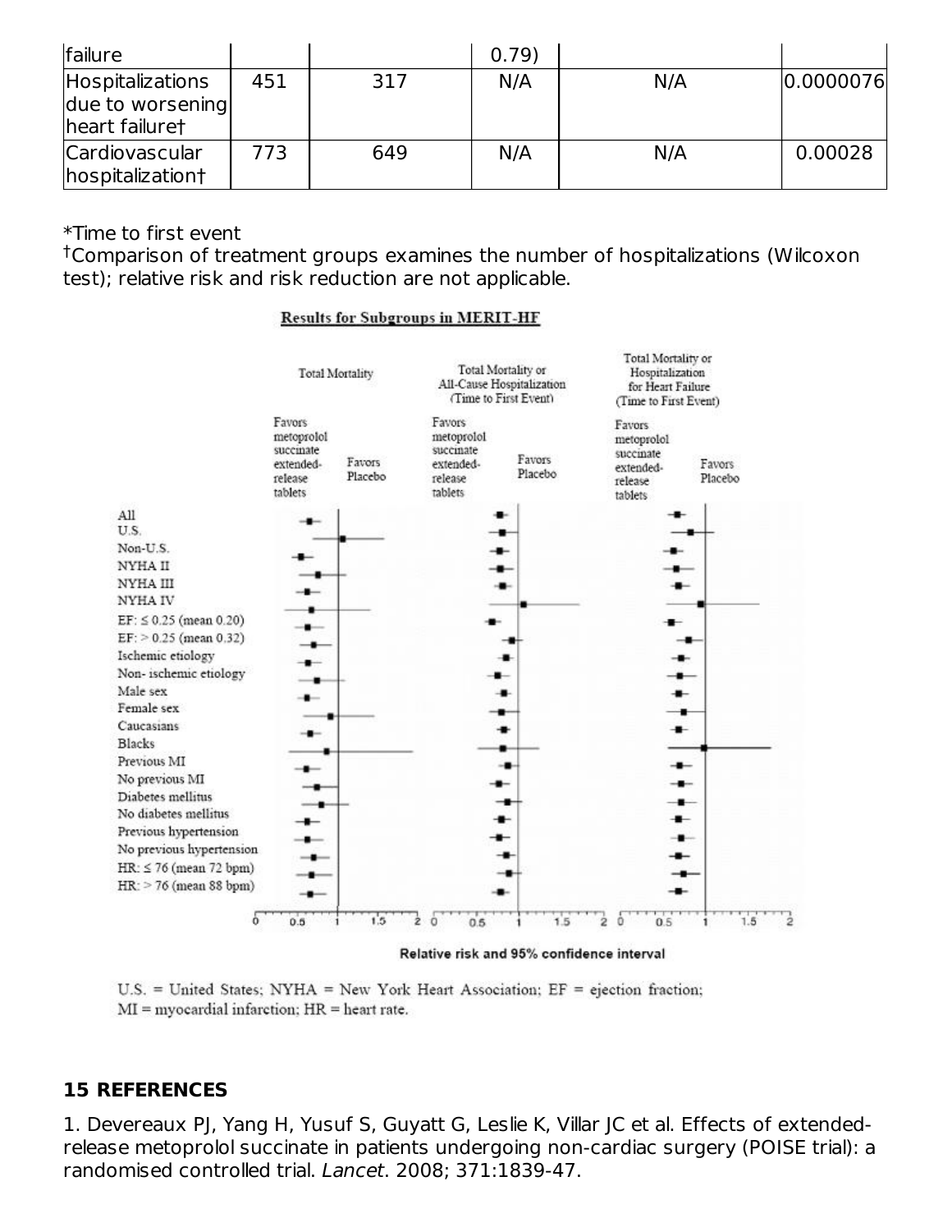| failure | | | 0.79) | | |
|---|---|---|---|---|---|
| Hospitalizations due to worsening heart failure† | 451 | 317 | N/A | N/A | 0.0000076 |
| Cardiovascular hospitalization† | 773 | 649 | N/A | N/A | 0.00028 |

*Time to first event

†Comparison of treatment groups examines the number of hospitalizations (Wilcoxon test); relative risk and risk reduction are not applicable.

**Results for Subgroups in MERIT-HF**

Relative risk and 95% confidence interval

U.S. = United States; NYHA = New York Heart Association; EF = ejection fraction; MI = myocardial infarction; HR = heart rate.

## 15 REFERENCES

1. Devereaux PJ, Yang H, Yusuf S, Guyatt G, Leslie K, Villar JC et al. Effects of extended-release metoprolol succinate in patients undergoing non-cardiac surgery (POISE trial): a randomised controlled trial. *Lancet*. 2008; 371:1839-47.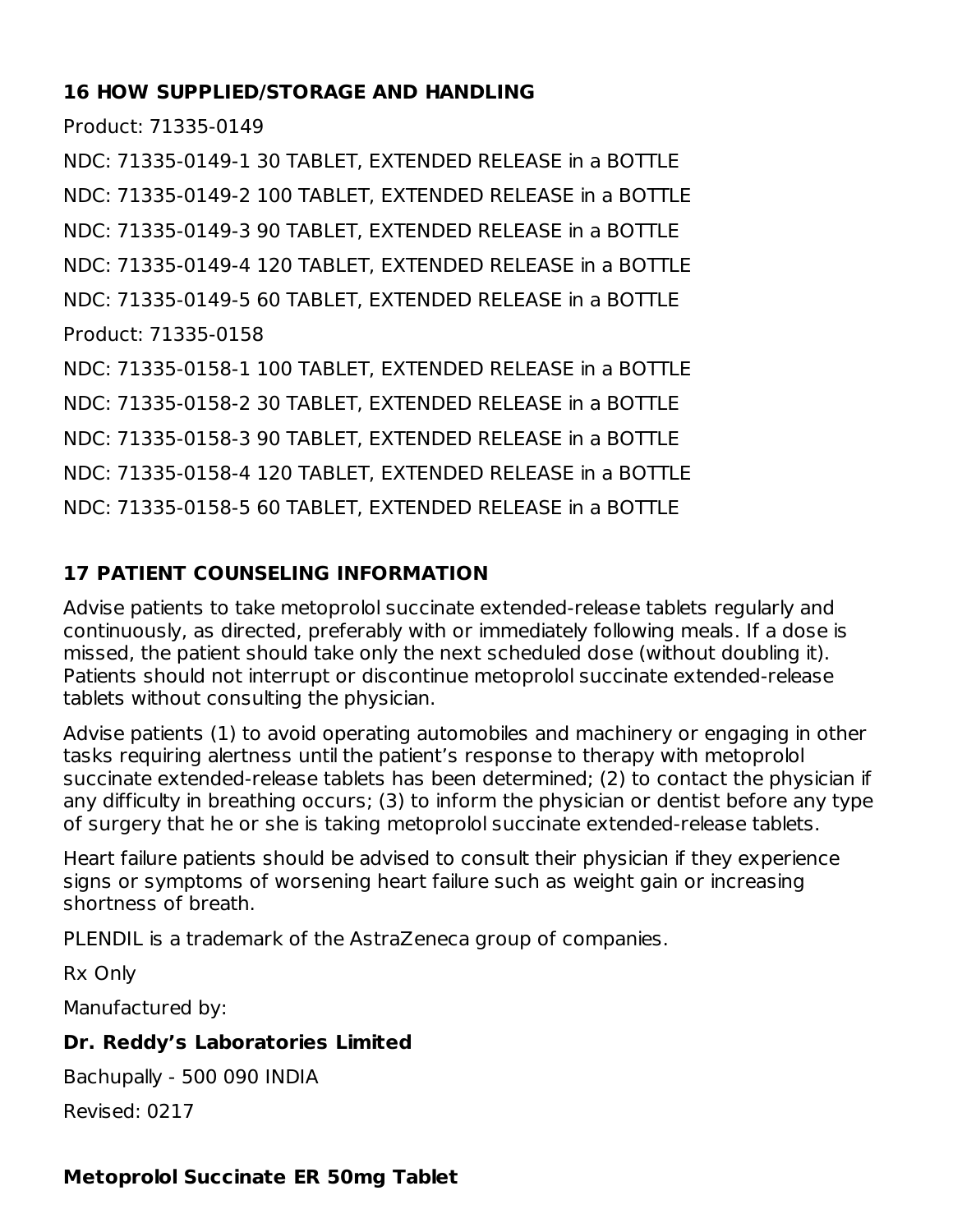## 16 HOW SUPPLIED/STORAGE AND HANDLING

Product: 71335-0149

NDC: 71335-0149-1 30 TABLET, EXTENDED RELEASE in a BOTTLE

NDC: 71335-0149-2 100 TABLET, EXTENDED RELEASE in a BOTTLE

NDC: 71335-0149-3 90 TABLET, EXTENDED RELEASE in a BOTTLE

NDC: 71335-0149-4 120 TABLET, EXTENDED RELEASE in a BOTTLE

NDC: 71335-0149-5 60 TABLET, EXTENDED RELEASE in a BOTTLE

Product: 71335-0158

NDC: 71335-0158-1 100 TABLET, EXTENDED RELEASE in a BOTTLE

NDC: 71335-0158-2 30 TABLET, EXTENDED RELEASE in a BOTTLE

NDC: 71335-0158-3 90 TABLET, EXTENDED RELEASE in a BOTTLE

NDC: 71335-0158-4 120 TABLET, EXTENDED RELEASE in a BOTTLE

NDC: 71335-0158-5 60 TABLET, EXTENDED RELEASE in a BOTTLE

## 17 PATIENT COUNSELING INFORMATION

Advise patients to take metoprolol succinate extended-release tablets regularly and continuously, as directed, preferably with or immediately following meals. If a dose is missed, the patient should take only the next scheduled dose (without doubling it). Patients should not interrupt or discontinue metoprolol succinate extended-release tablets without consulting the physician.

Advise patients (1) to avoid operating automobiles and machinery or engaging in other tasks requiring alertness until the patient's response to therapy with metoprolol succinate extended-release tablets has been determined; (2) to contact the physician if any difficulty in breathing occurs; (3) to inform the physician or dentist before any type of surgery that he or she is taking metoprolol succinate extended-release tablets.

Heart failure patients should be advised to consult their physician if they experience signs or symptoms of worsening heart failure such as weight gain or increasing shortness of breath.

PLENDIL is a trademark of the AstraZeneca group of companies.

Rx Only

Manufactured by:

**Dr. Reddy's Laboratories Limited**

Bachupally - 500 090 INDIA

Revised: 0217

## Metoprolol Succinate ER 50mg Tablet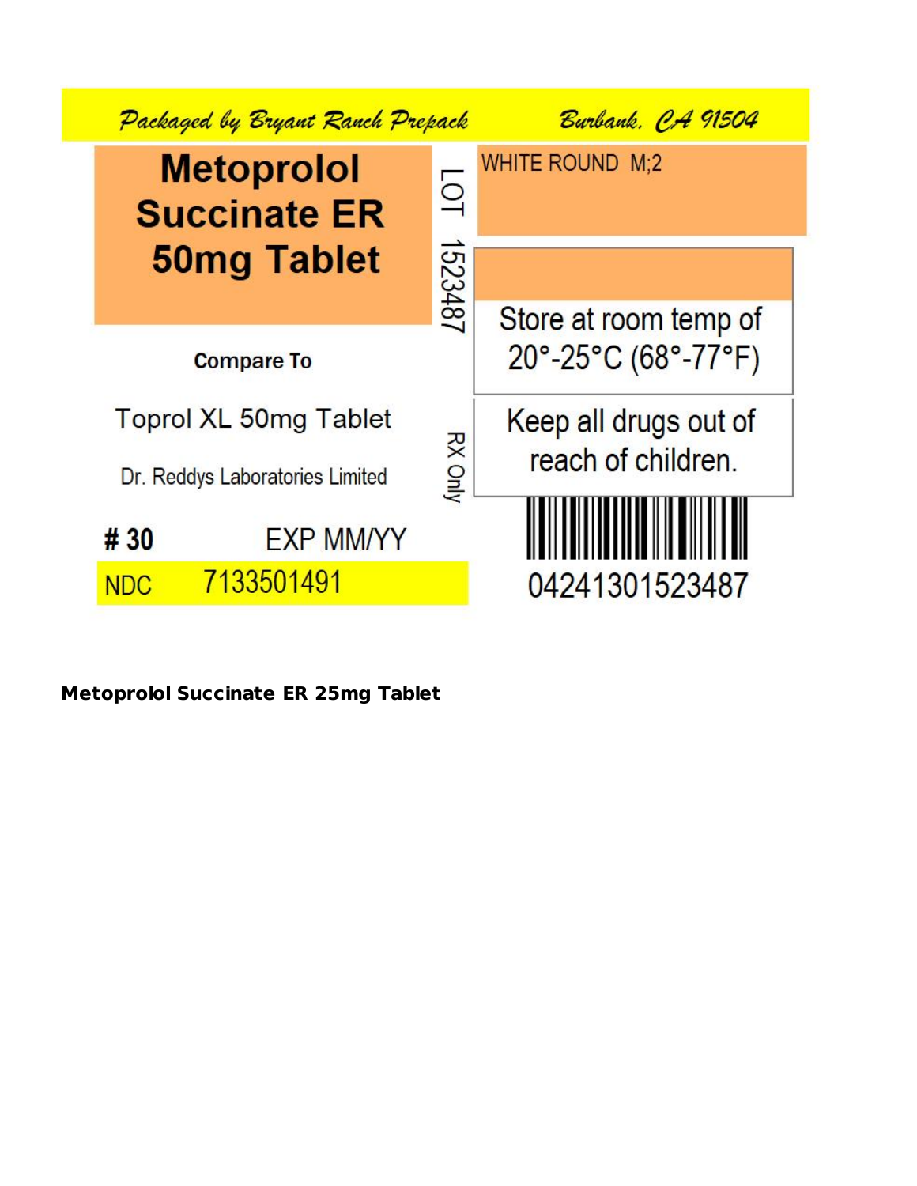Packaged by Bryant Ranch Prepack Burbank, CA 91504

**Metoprolol Succinate ER 50mg Tablet**

LOT 1523487

WHITE ROUND M;2

Store at room temp of 20°-25°C (68°-77°F)

Compare To

Toprol XL 50mg Tablet

Dr. Reddys Laboratories Limited

RX Only

Keep all drugs out of reach of children.

**# 30** EXP MM/YY

NDC 7133501491

04241301523487

**Metoprolol Succinate ER 25mg Tablet**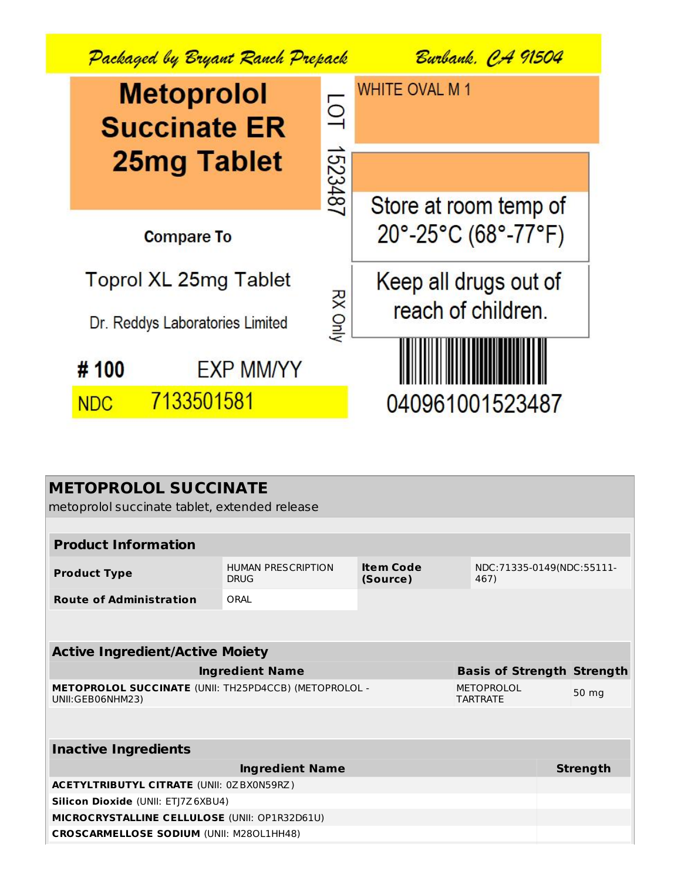Packaged by Bryant Ranch Prepack    Burbank, CA 91504

**Metoprolol Succinate ER 25mg Tablet**

LOT 1523487

WHITE OVAL M 1

Store at room temp of 20°-25°C (68°-77°F)

Compare To

Toprol XL 25mg Tablet

Dr. Reddys Laboratories Limited

RX Only

Keep all drugs out of reach of children.

# 100    EXP MM/YY

NDC 7133501581

040961001523487

## METOPROLOL SUCCINATE

metoprolol succinate tablet, extended release

| **Product Information** | | | |
|---|---|---|---|
| **Product Type** | HUMAN PRESCRIPTION DRUG | **Item Code (Source)** | NDC:71335-0149(NDC:55111-467) |
| **Route of Administration** | ORAL | | |

| **Active Ingredient/Active Moiety** | | |
|---|---|---|
| **Ingredient Name** | **Basis of Strength** | **Strength** |
| **METOPROLOL SUCCINATE** (UNII: TH25PD4CCB) (METOPROLOL - UNII:GEB06NHM23) | METOPROLOL TARTRATE | 50 mg |

| **Inactive Ingredients** | |
|---|---|
| **Ingredient Name** | **Strength** |
| **ACETYLTRIBUTYL CITRATE** (UNII: 0ZBX0N59RZ) | |
| **Silicon Dioxide** (UNII: ETJ7Z6XBU4) | |
| **MICROCRYSTALLINE CELLULOSE** (UNII: OP1R32D61U) | |
| **CROSCARMELLOSE SODIUM** (UNII: M28OL1HH48) | |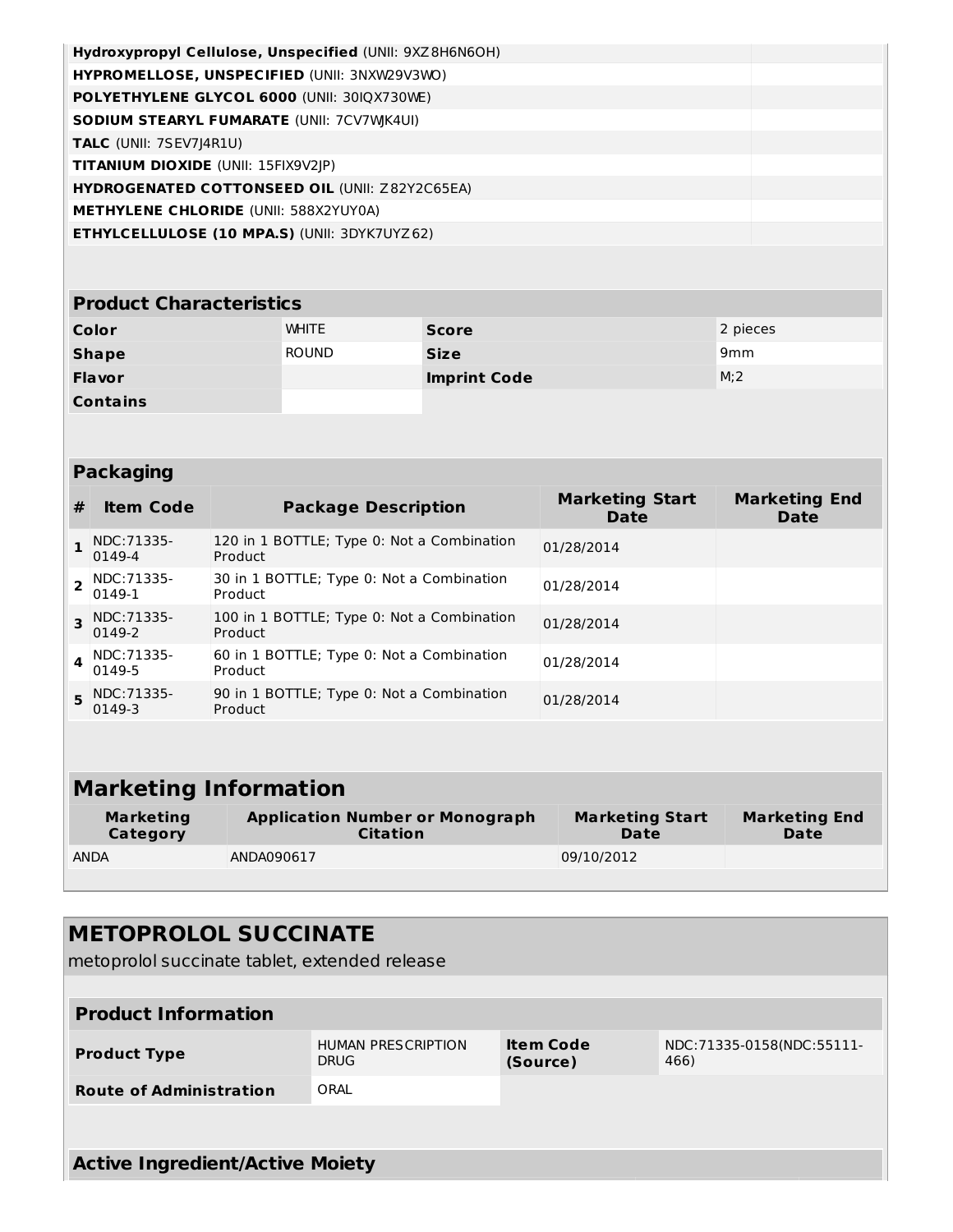| | |
|---|---|
| **Hydroxypropyl Cellulose, Unspecified** (UNII: 9XZ8H6N6OH) | |
| **HYPROMELLOSE, UNSPECIFIED** (UNII: 3NXW29V3WO) | |
| **POLYETHYLENE GLYCOL 6000** (UNII: 30IQX730WE) | |
| **SODIUM STEARYL FUMARATE** (UNII: 7CV7WJK4UI) | |
| **TALC** (UNII: 7SEV7J4R1U) | |
| **TITANIUM DIOXIDE** (UNII: 15FIX9V2JP) | |
| **HYDROGENATED COTTONSEED OIL** (UNII: Z82Y2C65EA) | |
| **METHYLENE CHLORIDE** (UNII: 588X2YUY0A) | |
| **ETHYLCELLULOSE (10 MPA.S)** (UNII: 3DYK7UYZ62) | |

| **Product Characteristics** | | | |
|---|---|---|---|
| **Color** | WHITE | **Score** | 2 pieces |
| **Shape** | ROUND | **Size** | 9mm |
| **Flavor** | | **Imprint Code** | M;2 |
| **Contains** | | | |

**Packaging**

| # | Item Code | Package Description | Marketing Start Date | Marketing End Date |
|---|---|---|---|---|
| 1 | NDC:71335-0149-4 | 120 in 1 BOTTLE; Type 0: Not a Combination Product | 01/28/2014 | |
| 2 | NDC:71335-0149-1 | 30 in 1 BOTTLE; Type 0: Not a Combination Product | 01/28/2014 | |
| 3 | NDC:71335-0149-2 | 100 in 1 BOTTLE; Type 0: Not a Combination Product | 01/28/2014 | |
| 4 | NDC:71335-0149-5 | 60 in 1 BOTTLE; Type 0: Not a Combination Product | 01/28/2014 | |
| 5 | NDC:71335-0149-3 | 90 in 1 BOTTLE; Type 0: Not a Combination Product | 01/28/2014 | |

## Marketing Information

| Marketing Category | Application Number or Monograph Citation | Marketing Start Date | Marketing End Date |
|---|---|---|---|
| ANDA | ANDA090617 | 09/10/2012 | |

## METOPROLOL SUCCINATE

metoprolol succinate tablet, extended release

| **Product Information** | | | |
|---|---|---|---|
| **Product Type** | HUMAN PRESCRIPTION DRUG | **Item Code (Source)** | NDC:71335-0158(NDC:55111-466) |
| **Route of Administration** | ORAL | | |

**Active Ingredient/Active Moiety**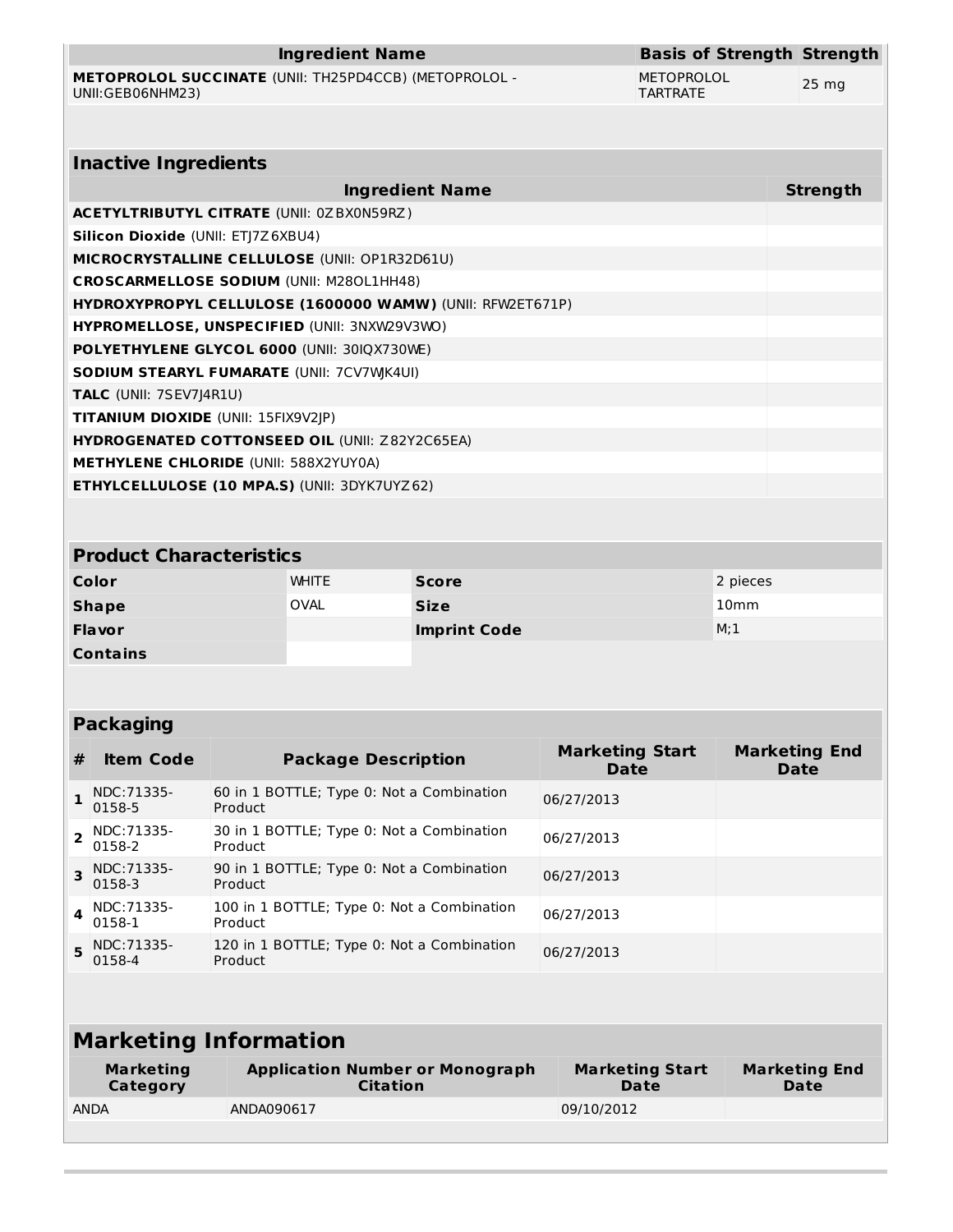| Ingredient Name | Basis of Strength | Strength |
|---|---|---|
| **METOPROLOL SUCCINATE** (UNII: TH25PD4CCB) (METOPROLOL - UNII:GEB06NHM23) | METOPROLOL TARTRATE | 25 mg |

| Inactive Ingredients | |
|---|---|
| **Ingredient Name** | **Strength** |
| **ACETYLTRIBUTYL CITRATE** (UNII: 0ZBX0N59RZ) | |
| **Silicon Dioxide** (UNII: ETJ7Z6XBU4) | |
| **MICROCRYSTALLINE CELLULOSE** (UNII: OP1R32D61U) | |
| **CROSCARMELLOSE SODIUM** (UNII: M28OL1HH48) | |
| **HYDROXYPROPYL CELLULOSE (1600000 WAMW)** (UNII: RFW2ET671P) | |
| **HYPROMELLOSE, UNSPECIFIED** (UNII: 3NXW29V3WO) | |
| **POLYETHYLENE GLYCOL 6000** (UNII: 30IQX730WE) | |
| **SODIUM STEARYL FUMARATE** (UNII: 7CV7WJK4UI) | |
| **TALC** (UNII: 7SEV7J4R1U) | |
| **TITANIUM DIOXIDE** (UNII: 15FIX9V2JP) | |
| **HYDROGENATED COTTONSEED OIL** (UNII: Z82Y2C65EA) | |
| **METHYLENE CHLORIDE** (UNII: 588X2YUY0A) | |
| **ETHYLCELLULOSE (10 MPA.S)** (UNII: 3DYK7UYZ62) | |

| Product Characteristics | | | |
|---|---|---|---|
| **Color** | WHITE | **Score** | 2 pieces |
| **Shape** | OVAL | **Size** | 10mm |
| **Flavor** | | **Imprint Code** | M;1 |
| **Contains** | | | |

| Packaging | | | | |
|---|---|---|---|---|
| **#** | **Item Code** | **Package Description** | **Marketing Start Date** | **Marketing End Date** |
| 1 | NDC:71335-0158-5 | 60 in 1 BOTTLE; Type 0: Not a Combination Product | 06/27/2013 | |
| 2 | NDC:71335-0158-2 | 30 in 1 BOTTLE; Type 0: Not a Combination Product | 06/27/2013 | |
| 3 | NDC:71335-0158-3 | 90 in 1 BOTTLE; Type 0: Not a Combination Product | 06/27/2013 | |
| 4 | NDC:71335-0158-1 | 100 in 1 BOTTLE; Type 0: Not a Combination Product | 06/27/2013 | |
| 5 | NDC:71335-0158-4 | 120 in 1 BOTTLE; Type 0: Not a Combination Product | 06/27/2013 | |

## Marketing Information

| Marketing Category | Application Number or Monograph Citation | Marketing Start Date | Marketing End Date |
|---|---|---|---|
| ANDA | ANDA090617 | 09/10/2012 | |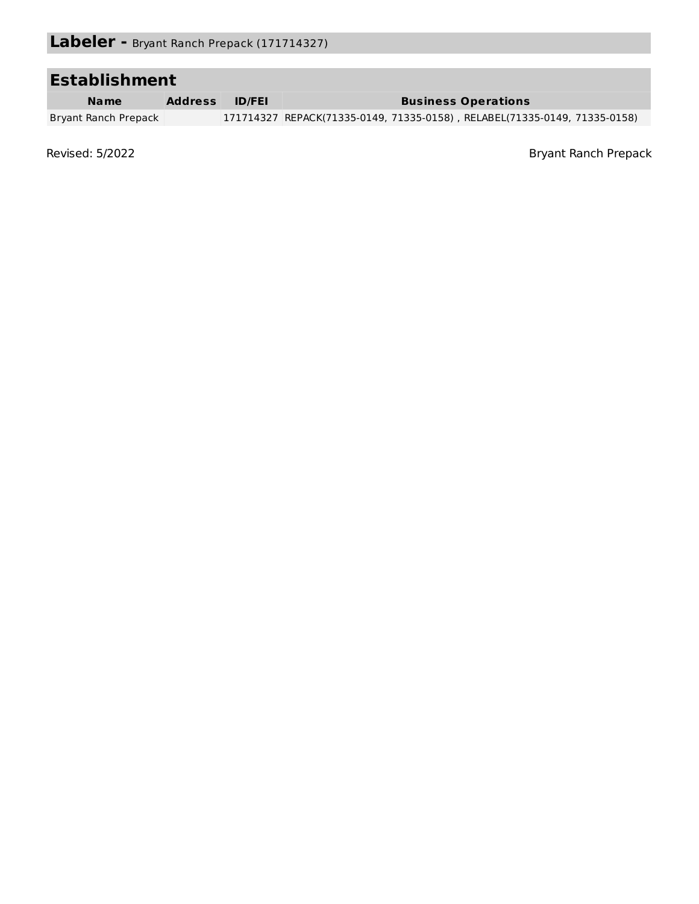## Labeler - Bryant Ranch Prepack (171714327)

## Establishment

| Name | Address | ID/FEI | Business Operations |
| --- | --- | --- | --- |
| Bryant Ranch Prepack | | 171714327 | REPACK(71335-0149, 71335-0158) , RELABEL(71335-0149, 71335-0158) |

Revised: 5/2022

Bryant Ranch Prepack